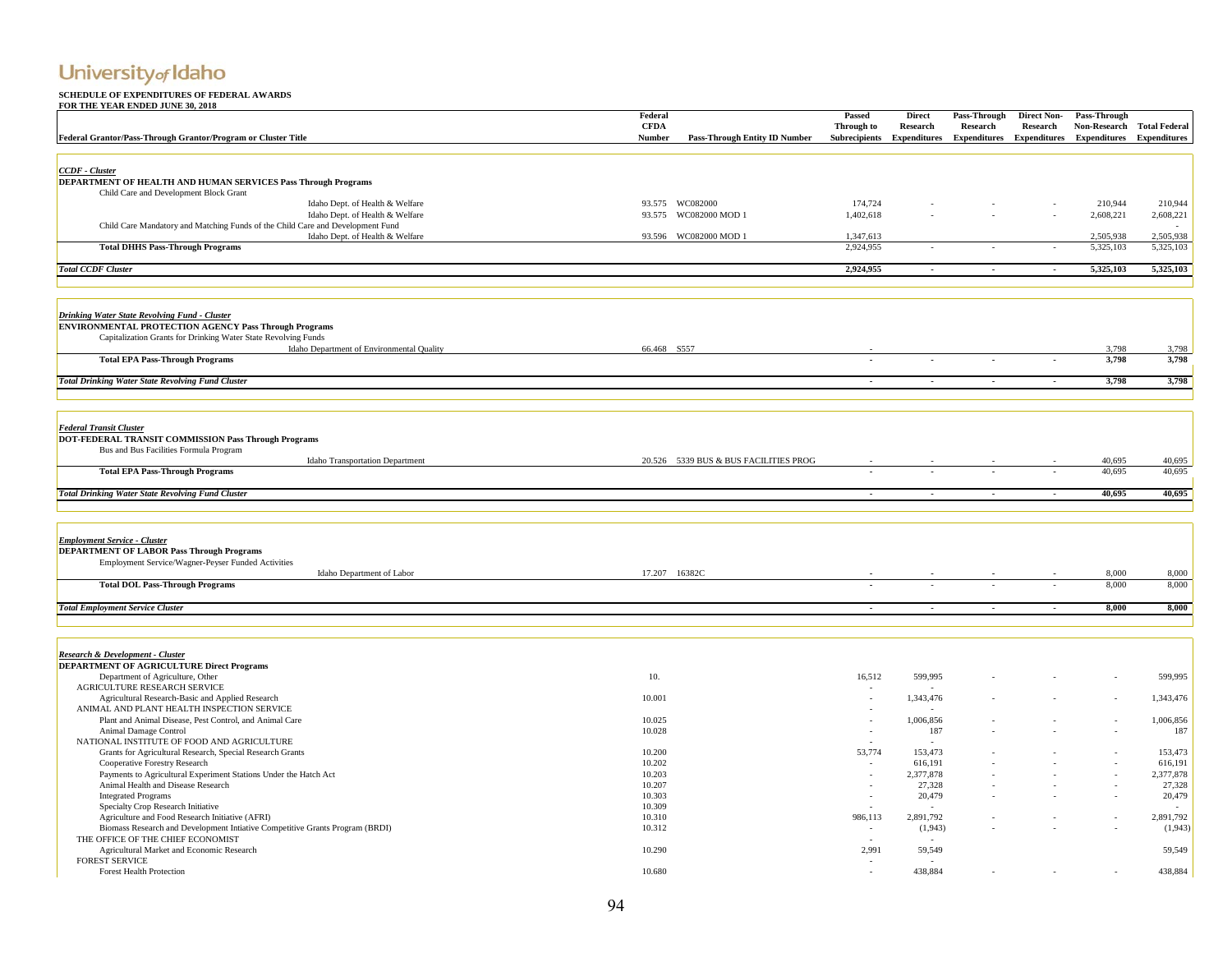# University of Idaho

**SCHEDULE OF EXPENDITURES OF FEDERAL AWARDS**
**FOR THE YEAR ENDED JUNE 30, 2018**

| Federal Grantor/Pass-Through Grantor/Program or Cluster Title | Federal CFDA Number | Pass-Through Entity ID Number | Passed Through to Subrecipients | Direct Research Expenditures | Pass-Through Research Expenditures | Direct Non-Research Expenditures | Pass-Through Non-Research Expenditures | Total Federal Expenditures |
|---|---|---|---|---|---|---|---|---|
| ***CCDF - Cluster*** | | | | | | | | |
| **DEPARTMENT OF HEALTH AND HUMAN SERVICES Pass Through Programs** | | | | | | | | |
| Child Care and Development Block Grant | | | | | | | | |
| Idaho Dept. of Health & Welfare | 93.575 | WC082000 | 174,724 | - | - | - | 210,944 | 210,944 |
| Idaho Dept. of Health & Welfare | 93.575 | WC082000 MOD 1 | 1,402,618 | - | - | - | 2,608,221 | 2,608,221 |
| Child Care Mandatory and Matching Funds of the Child Care and Development Fund | | | | | | | | - |
| Idaho Dept. of Health & Welfare | 93.596 | WC082000 MOD 1 | 1,347,613 | | | | 2,505,938 | 2,505,938 |
| **Total DHHS Pass-Through Programs** | | | 2,924,955 | - | - | - | 5,325,103 | 5,325,103 |
| ***Total CCDF Cluster*** | | | **2,924,955** | **-** | **-** | **-** | **5,325,103** | **5,325,103** |
| ***Drinking Water State Revolving Fund - Cluster*** | | | | | | | | |
| **ENVIRONMENTAL PROTECTION AGENCY Pass Through Programs** | | | | | | | | |
| Capitalization Grants for Drinking Water State Revolving Funds | | | | | | | | |
| Idaho Department of Environmental Quality | 66.468 | S557 | - | | | | 3,798 | 3,798 |
| **Total EPA Pass-Through Programs** | | | **-** | **-** | **-** | **-** | **3,798** | **3,798** |
| ***Total Drinking Water State Revolving Fund Cluster*** | | | **-** | **-** | **-** | **-** | **3,798** | **3,798** |
| ***Federal Transit Cluster*** | | | | | | | | |
| **DOT-FEDERAL TRANSIT COMMISSION Pass Through Programs** | | | | | | | | |
| Bus and Bus Facilities Formula Program | | | | | | | | |
| Idaho Transportation Department | 20.526 | 5339 BUS & BUS FACILITIES PROG | - | - | - | - | 40,695 | 40,695 |
| **Total EPA Pass-Through Programs** | | | - | - | - | - | 40,695 | 40,695 |
| ***Total Drinking Water State Revolving Fund Cluster*** | | | **-** | **-** | **-** | **-** | **40,695** | **40,695** |
| ***Employment Service - Cluster*** | | | | | | | | |
| **DEPARTMENT OF LABOR Pass Through Programs** | | | | | | | | |
| Employment Service/Wagner-Peyser Funded Activities | | | | | | | | |
| Idaho Department of Labor | 17.207 | 16382C | - | - | - | - | 8,000 | 8,000 |
| **Total DOL Pass-Through Programs** | | | - | - | - | - | 8,000 | 8,000 |
| ***Total Employment Service Cluster*** | | | **-** | **-** | **-** | **-** | **8,000** | **8,000** |
| ***Research & Development - Cluster*** | | | | | | | | |
| **DEPARTMENT OF AGRICULTURE Direct Programs** | | | | | | | | |
| Department of Agriculture, Other | 10. | | 16,512 | 599,995 | - | - | - | 599,995 |
| AGRICULTURE RESEARCH SERVICE | | | - | - | | | | |
| Agricultural Research-Basic and Applied Research | 10.001 | | - | 1,343,476 | - | - | - | 1,343,476 |
| ANIMAL AND PLANT HEALTH INSPECTION SERVICE | | | - | - | | | | |
| Plant and Animal Disease, Pest Control, and Animal Care | 10.025 | | - | 1,006,856 | - | - | - | 1,006,856 |
| Animal Damage Control | 10.028 | | - | 187 | - | - | - | 187 |
| NATIONAL INSTITUTE OF FOOD AND AGRICULTURE | | | - | - | | | | |
| Grants for Agricultural Research, Special Research Grants | 10.200 | | 53,774 | 153,473 | - | - | - | 153,473 |
| Cooperative Forestry Research | 10.202 | | - | 616,191 | - | - | - | 616,191 |
| Payments to Agricultural Experiment Stations Under the Hatch Act | 10.203 | | - | 2,377,878 | - | - | - | 2,377,878 |
| Animal Health and Disease Research | 10.207 | | - | 27,328 | - | - | - | 27,328 |
| Integrated Programs | 10.303 | | - | 20,479 | - | - | - | 20,479 |
| Specialty Crop Research Initiative | 10.309 | | - | - | | | | - |
| Agriculture and Food Research Initiative (AFRI) | 10.310 | | 986,113 | 2,891,792 | - | - | - | 2,891,792 |
| Biomass Research and Development Intiative Competitive Grants Program (BRDI) | 10.312 | | - | (1,943) | - | - | - | (1,943) |
| THE OFFICE OF THE CHIEF ECONOMIST | | | - | | | | | |
| Agricultural Market and Economic Research | 10.290 | | 2,991 | 59,549 | | | | 59,549 |
| FOREST SERVICE | | | - | - | | | | |
| Forest Health Protection | 10.680 | | - | 438,884 | - | - | - | 438,884 |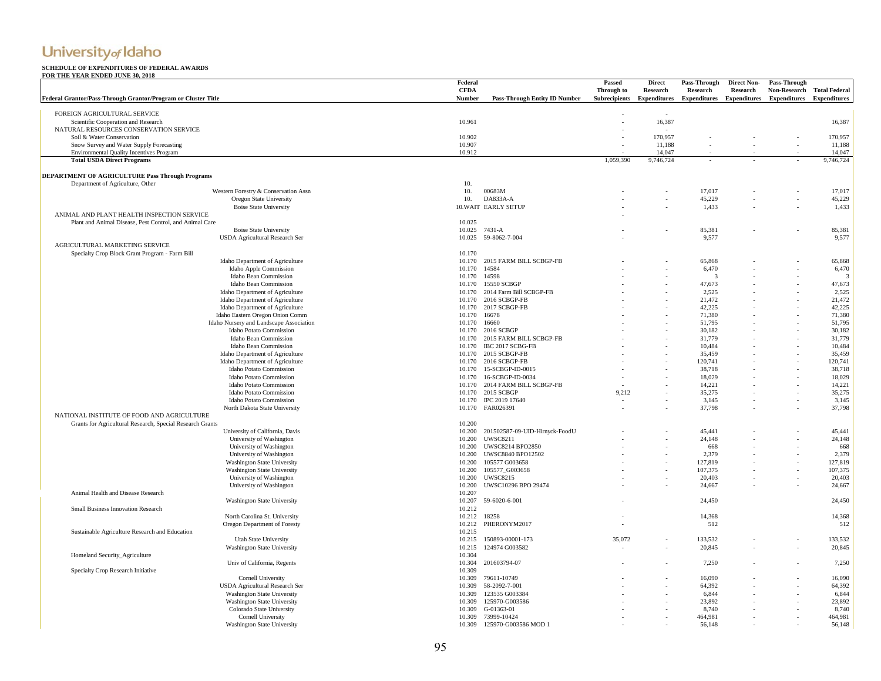**SCHEDULE OF EXPENDITURES OF FEDERAL AWARDS**
**FOR THE YEAR ENDED JUNE 30, 2018**

| Federal Grantor/Pass-Through Grantor/Program or Cluster Title | Federal CFDA Number | Pass-Through Entity ID Number | Passed Through to Subrecipients | Direct Research Expenditures | Pass-Through Research Expenditures | Direct Non-Research Expenditures | Pass-Through Non-Research Expenditures | Total Federal Expenditures |
|---|---|---|---|---|---|---|---|---|
| FOREIGN AGRICULTURAL SERVICE | | | - | - | | | | |
| Scientific Cooperation and Research | 10.961 | | - | 16,387 | | | | 16,387 |
| NATURAL RESOURCES CONSERVATION SERVICE | | | - | - | | | | |
| Soil & Water Conservation | 10.902 | | - | 170,957 | - | - | - | 170,957 |
| Snow Survey and Water Supply Forecasting | 10.907 | | - | 11,188 | - | - | - | 11,188 |
| Environmental Quality Incentives Program | 10.912 | | - | 14,047 | - | - | - | 14,047 |
| **Total USDA Direct Programs** | | | 1,059,390 | 9,746,724 | - | - | - | 9,746,724 |
| | | | | | | | | |
| **DEPARTMENT OF AGRICULTURE Pass Through Programs** | | | | | | | | |
| Department of Agriculture, Other | 10. | | | | | | | |
| Western Forestry & Conservation Assn | 10. | 00683M | - | - | 17,017 | - | - | 17,017 |
| Oregon State University | 10. | DA833A-A | - | - | 45,229 | - | - | 45,229 |
| Boise State University | 10.WAIT | EARLY SETUP | - | - | 1,433 | - | - | 1,433 |
| ANIMAL AND PLANT HEALTH INSPECTION SERVICE | | | - | | | | | |
| Plant and Animal Disease, Pest Control, and Animal Care | 10.025 | | | | | | | |
| Boise State University | 10.025 | 7431-A | - | - | 85,381 | - | - | 85,381 |
| USDA Agricultural Research Ser | 10.025 | 59-8062-7-004 | - | | 9,577 | | | 9,577 |
| AGRICULTURAL MARKETING SERVICE | | | | | | | | |
| Specialty Crop Block Grant Program - Farm Bill | 10.170 | | | | | | | |
| Idaho Department of Agriculture | 10.170 | 2015 FARM BILL SCBGP-FB | - | - | 65,868 | - | - | 65,868 |
| Idaho Apple Commission | 10.170 | 14584 | - | - | 6,470 | - | - | 6,470 |
| Idaho Bean Commission | 10.170 | 14598 | - | - | 3 | - | - | 3 |
| Idaho Bean Commission | 10.170 | 15550 SCBGP | - | - | 47,673 | - | - | 47,673 |
| Idaho Department of Agriculture | 10.170 | 2014 Farm Bill SCBGP-FB | - | - | 2,525 | - | - | 2,525 |
| Idaho Department of Agriculture | 10.170 | 2016 SCBGP-FB | - | - | 21,472 | - | - | 21,472 |
| Idaho Department of Agriculture | 10.170 | 2017 SCBGP-FB | - | - | 42,225 | - | - | 42,225 |
| Idaho Eastern Oregon Onion Comm | 10.170 | 16678 | - | - | 71,380 | - | - | 71,380 |
| Idaho Nursery and Landscape Association | 10.170 | 16660 | - | - | 51,795 | - | - | 51,795 |
| Idaho Potato Commission | 10.170 | 2016 SCBGP | - | - | 30,182 | - | - | 30,182 |
| Idaho Bean Commission | 10.170 | 2015 FARM BILL SCBGP-FB | - | - | 31,779 | - | - | 31,779 |
| Idaho Bean Commission | 10.170 | IBC 2017 SCBG-FB | - | - | 10,484 | - | - | 10,484 |
| Idaho Department of Agriculture | 10.170 | 2015 SCBGP-FB | - | - | 35,459 | - | - | 35,459 |
| Idaho Department of Agriculture | 10.170 | 2016 SCBGP-FB | - | - | 120,741 | - | - | 120,741 |
| Idaho Potato Commission | 10.170 | 15-SCBGP-ID-0015 | - | - | 38,718 | - | - | 38,718 |
| Idaho Potato Commission | 10.170 | 16-SCBGP-ID-0034 | - | - | 18,029 | - | - | 18,029 |
| Idaho Potato Commission | 10.170 | 2014 FARM BILL SCBGP-FB | - | - | 14,221 | - | - | 14,221 |
| Idaho Potato Commission | 10.170 | 2015 SCBGP | 9,212 | - | 35,275 | - | - | 35,275 |
| Idaho Potato Commission | 10.170 | IPC 2019 17640 | - | - | 3,145 | - | - | 3,145 |
| North Dakota State University | 10.170 | FAR026391 | - | - | 37,798 | - | - | 37,798 |
| NATIONAL INSTITUTE OF FOOD AND AGRICULTURE | | | | | | | | |
| Grants for Agricultural Research, Special Research Grants | 10.200 | | | | | | | |
| University of California, Davis | 10.200 | 201502587-09-UID-Hirnyck-FoodU | - | - | 45,441 | - | - | 45,441 |
| University of Washington | 10.200 | UWSC8211 | - | - | 24,148 | - | - | 24,148 |
| University of Washington | 10.200 | UWSC8214 BPO2850 | - | - | 668 | - | - | 668 |
| University of Washington | 10.200 | UWSC8840 BPO12502 | - | - | 2,379 | - | - | 2,379 |
| Washington State University | 10.200 | 105577 G003658 | - | - | 127,819 | - | - | 127,819 |
| Washington State University | 10.200 | 105577_G003658 | - | - | 107,375 | - | - | 107,375 |
| University of Washington | 10.200 | UWSC8215 | - | - | 20,403 | - | - | 20,403 |
| University of Washington | 10.200 | UWSC10296 BPO 29474 | - | - | 24,667 | - | - | 24,667 |
| Animal Health and Disease Research | 10.207 | | | | | | | |
| Washington State University | 10.207 | 59-6020-6-001 | - | | 24,450 | | | 24,450 |
| Small Business Innovation Research | 10.212 | | | | | | | |
| North Carolina St. University | 10.212 | 18258 | - | | 14,368 | | | 14,368 |
| Oregon Department of Foresty | 10.212 | PHERONYM2017 | - | | 512 | | | 512 |
| Sustainable Agriculture Research and Education | 10.215 | | | | | | | |
| Utah State University | 10.215 | 150893-00001-173 | 35,072 | - | 133,532 | - | - | 133,532 |
| Washington State University | 10.215 | 124974 G003582 | - | - | 20,845 | - | - | 20,845 |
| Homeland Security_Agriculture | 10.304 | | | | | | | |
| Univ of California, Regents | 10.304 | 201603794-07 | - | - | 7,250 | - | - | 7,250 |
| Specialty Crop Research Initiative | 10.309 | | | | | | | |
| Cornell University | 10.309 | 79611-10749 | - | - | 16,090 | - | - | 16,090 |
| USDA Agricultural Research Ser | 10.309 | 58-2092-7-001 | - | - | 64,392 | - | - | 64,392 |
| Washington State University | 10.309 | 123535 G003384 | - | - | 6,844 | - | - | 6,844 |
| Washington State University | 10.309 | 125970-G003586 | - | - | 23,892 | - | - | 23,892 |
| Colorado State University | 10.309 | G-01363-01 | - | - | 8,740 | - | - | 8,740 |
| Cornell University | 10.309 | 73999-10424 | - | - | 464,981 | - | - | 464,981 |
| Washington State University | 10.309 | 125970-G003586 MOD 1 | - | - | 56,148 | - | - | 56,148 |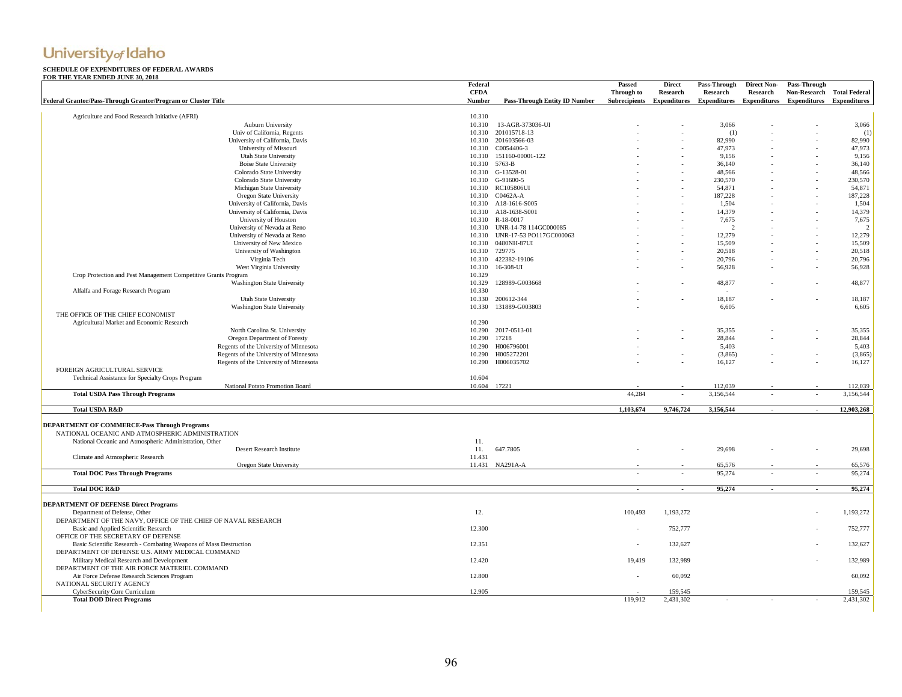# University of Idaho

**SCHEDULE OF EXPENDITURES OF FEDERAL AWARDS**
**FOR THE YEAR ENDED JUNE 30, 2018**

| Federal Grantor/Pass-Through Grantor/Program or Cluster Title | Federal CFDA Number | Pass-Through Entity ID Number | Passed Through to Subrecipients | Direct Research Expenditures | Pass-Through Research Expenditures | Direct Non-Research Expenditures | Pass-Through Non-Research Expenditures | Total Federal Expenditures |
|---|---|---|---|---|---|---|---|---|
| Agriculture and Food Research Initiative (AFRI) | 10.310 | | | | | | | |
| Auburn University | 10.310 | 13-AGR-373036-UI | - | - | 3,066 | - | - | 3,066 |
| Univ of California, Regents | 10.310 | 201015718-13 | - | - | (1) | - | - | (1) |
| University of California, Davis | 10.310 | 201603566-03 | - | - | 82,990 | - | - | 82,990 |
| University of Missouri | 10.310 | C0054406-3 | - | - | 47,973 | - | - | 47,973 |
| Utah State University | 10.310 | 151160-00001-122 | - | - | 9,156 | - | - | 9,156 |
| Boise State University | 10.310 | 5763-B | - | - | 36,140 | - | - | 36,140 |
| Colorado State University | 10.310 | G-13528-01 | - | - | 48,566 | - | - | 48,566 |
| Colorado State University | 10.310 | G-91600-5 | - | - | 230,570 | - | - | 230,570 |
| Michigan State University | 10.310 | RC105806UI | - | - | 54,871 | - | - | 54,871 |
| Oregon State University | 10.310 | C0462A-A | - | - | 187,228 | - | - | 187,228 |
| University of California, Davis | 10.310 | A18-1616-S005 | - | - | 1,504 | - | - | 1,504 |
| University of California, Davis | 10.310 | A18-1638-S001 | - | - | 14,379 | - | - | 14,379 |
| University of Houston | 10.310 | R-18-0017 | - | - | 7,675 | - | - | 7,675 |
| University of Nevada at Reno | 10.310 | UNR-14-78 114GC000085 | - | - | 2 | - | - | 2 |
| University of Nevada at Reno | 10.310 | UNR-17-53 PO117GC000063 | - | - | 12,279 | - | - | 12,279 |
| University of New Mexico | 10.310 | 0480NH-87UI | - | - | 15,509 | - | - | 15,509 |
| University of Washington | 10.310 | 729775 | - | - | 20,518 | - | - | 20,518 |
| Virginia Tech | 10.310 | 422382-19106 | - | - | 20,796 | - | - | 20,796 |
| West Virginia University | 10.310 | 16-308-UI | - | - | 56,928 | - | - | 56,928 |
| Crop Protection and Pest Management Competitive Grants Program | 10.329 | | | | | | | |
| Washington State University | 10.329 | 128989-G003668 | - | - | 48,877 | - | - | 48,877 |
| Alfalfa and Forage Research Program | 10.330 | | - | | - | | | |
| Utah State University | 10.330 | 200612-344 | - | - | 18,187 | - | - | 18,187 |
| Washington State University | 10.330 | 131889-G003803 | - | | 6,605 | | | 6,605 |
| THE OFFICE OF THE CHIEF ECONOMIST | | | | | | | | |
| Agricultural Market and Economic Research | 10.290 | | | | | | | |
| North Carolina St. University | 10.290 | 2017-0513-01 | - | - | 35,355 | - | - | 35,355 |
| Oregon Department of Foresty | 10.290 | 17218 | - | - | 28,844 | - | - | 28,844 |
| Regents of the University of Minnesota | 10.290 | H006796001 | - | | 5,403 | | | 5,403 |
| Regents of the University of Minnesota | 10.290 | H005272201 | - | - | (3,865) | - | - | (3,865) |
| Regents of the University of Minnesota | 10.290 | H006035702 | - | - | 16,127 | - | - | 16,127 |
| FOREIGN AGRICULTURAL SERVICE | | | | | | | | |
| Technical Assistance for Specialty Crops Program | 10.604 | | | | | | | |
| National Potato Promotion Board | 10.604 | 17221 | - | - | 112,039 | - | - | 112,039 |
| **Total USDA Pass Through Programs** | | | 44,284 | - | 3,156,544 | - | - | 3,156,544 |
| **Total USDA R&D** | | | **1,103,674** | **9,746,724** | **3,156,544** | **-** | **-** | **12,903,268** |
| **DEPARTMENT OF COMMERCE-Pass Through Programs** | | | | | | | | |
| NATIONAL OCEANIC AND ATMOSPHERIC ADMINISTRATION | | | | | | | | |
| National Oceanic and Atmospheric Administration, Other | 11. | | | | | | | |
| Desert Research Institute | 11. | 647.7805 | - | - | 29,698 | - | - | 29,698 |
| Climate and Atmospheric Research | 11.431 | | | | | | | |
| Oregon State University | 11.431 | NA291A-A | - | - | 65,576 | - | - | 65,576 |
| **Total DOC Pass Through Programs** | | | - | - | 95,274 | - | - | 95,274 |
| **Total DOC R&D** | | | **-** | **-** | **95,274** | **-** | **-** | **95,274** |
| **DEPARTMENT OF DEFENSE Direct Programs** | | | | | | | | |
| Department of Defense, Other | 12. | | 100,493 | 1,193,272 | | | - | 1,193,272 |
| DEPARTMENT OF THE NAVY, OFFICE OF THE CHIEF OF NAVAL RESEARCH | | | | | | | | |
| Basic and Applied Scientific Research | 12.300 | | - | 752,777 | | | - | 752,777 |
| OFFICE OF THE SECRETARY OF DEFENSE | | | | | | | | |
| Basic Scientific Research - Combating Weapons of Mass Destruction | 12.351 | | - | 132,627 | | | - | 132,627 |
| DEPARTMENT OF DEFENSE U.S. ARMY MEDICAL COMMAND | | | | | | | | |
| Military Medical Research and Development | 12.420 | | 19,419 | 132,989 | | | - | 132,989 |
| DEPARTMENT OF THE AIR FORCE MATERIEL COMMAND | | | | | | | | |
| Air Force Defense Research Sciences Program | 12.800 | | - | 60,092 | | | | 60,092 |
| NATIONAL SECURITY AGENCY | | | | | | | | |
| CyberSecurity Core Curriculum | 12.905 | | - | 159,545 | | | | 159,545 |
| **Total DOD Direct Programs** | | | 119,912 | 2,431,302 | - | - | - | 2,431,302 |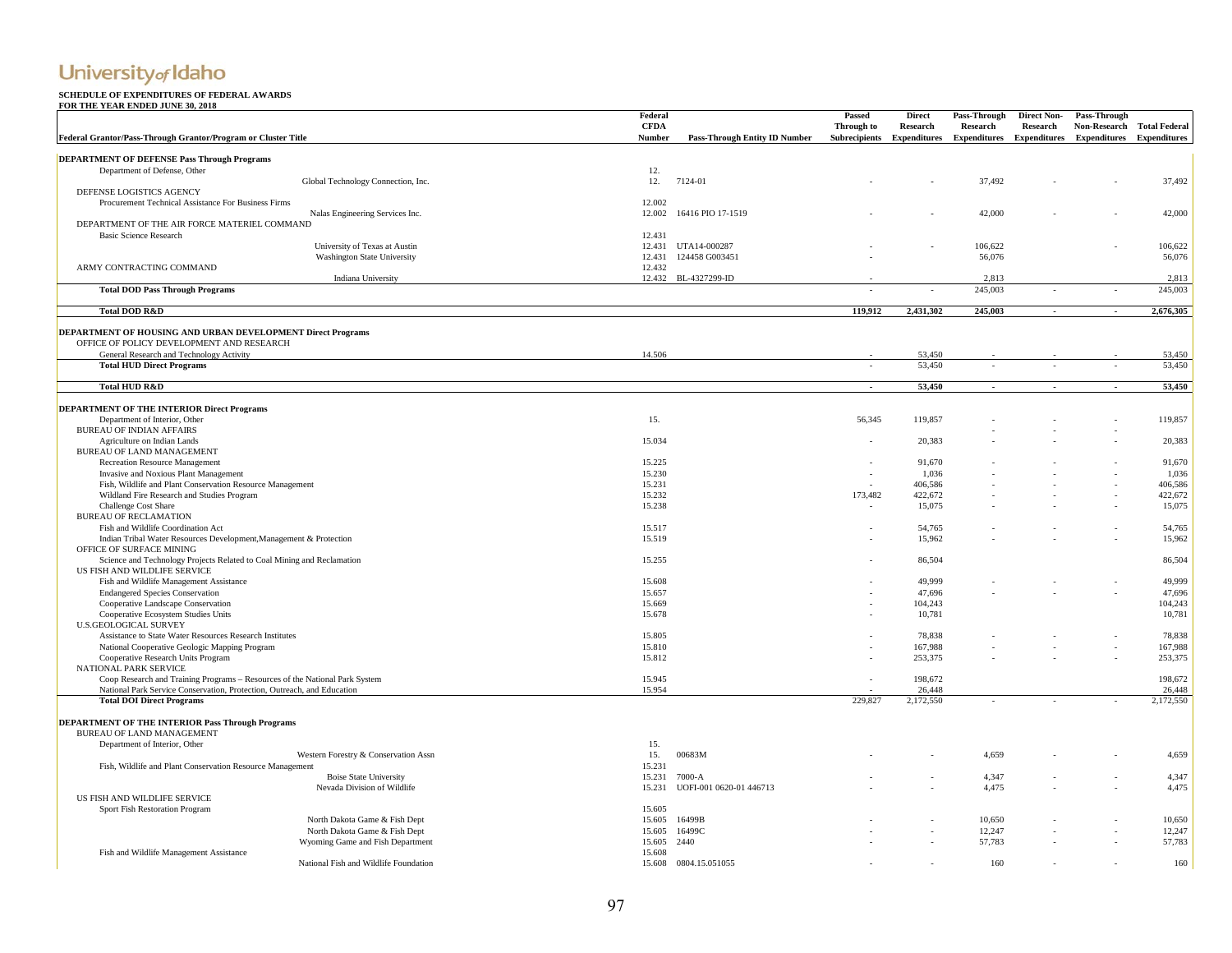University of Idaho

**SCHEDULE OF EXPENDITURES OF FEDERAL AWARDS**
**FOR THE YEAR ENDED JUNE 30, 2018**

| Federal Grantor/Pass-Through Grantor/Program or Cluster Title | Federal CFDA Number | Pass-Through Entity ID Number | Passed Through to Subrecipients | Direct Research Expenditures | Pass-Through Research Expenditures | Direct Non-Research Expenditures | Pass-Through Non-Research Expenditures | Total Federal Expenditures |
|---|---|---|---|---|---|---|---|---|
| **DEPARTMENT OF DEFENSE Pass Through Programs** | | | | | | | | |
| Department of Defense, Other | 12. | | | | | | | |
| Global Technology Connection, Inc. | 12. | 7124-01 | - | - | 37,492 | - | - | 37,492 |
| DEFENSE LOGISTICS AGENCY | | | | | | | | |
| Procurement Technical Assistance For Business Firms | 12.002 | | | | | | | |
| Nalas Engineering Services Inc. | 12.002 | 16416 PIO 17-1519 | - | - | 42,000 | - | - | 42,000 |
| DEPARTMENT OF THE AIR FORCE MATERIEL COMMAND | | | | | | | | |
| Basic Science Research | 12.431 | | | | | | | |
| University of Texas at Austin | 12.431 | UTA14-000287 | - | - | 106,622 | | - | 106,622 |
| Washington State University | 12.431 | 124458 G003451 | - | | 56,076 | | | 56,076 |
| ARMY CONTRACTING COMMAND | 12.432 | | | | | | | |
| Indiana University | 12.432 | BL-4327299-ID | - | | 2,813 | | | 2,813 |
| **Total DOD Pass Through Programs** | | | - | - | 245,003 | - | - | 245,003 |
| **Total DOD R&D** | | | **119,912** | **2,431,302** | **245,003** | **-** | **-** | **2,676,305** |
| **DEPARTMENT OF HOUSING AND URBAN DEVELOPMENT Direct Programs** | | | | | | | | |
| OFFICE OF POLICY DEVELOPMENT AND RESEARCH | | | | | | | | |
| General Research and Technology Activity | 14.506 | | - | 53,450 | - | - | - | 53,450 |
| **Total HUD Direct Programs** | | | - | 53,450 | - | - | - | 53,450 |
| **Total HUD R&D** | | | **-** | **53,450** | **-** | **-** | **-** | **53,450** |
| **DEPARTMENT OF THE INTERIOR Direct Programs** | | | | | | | | |
| Department of Interior, Other | 15. | | 56,345 | 119,857 | - | - | - | 119,857 |
| BUREAU OF INDIAN AFFAIRS | | | | | - | - | - | |
| Agriculture on Indian Lands | 15.034 | | - | 20,383 | - | - | - | 20,383 |
| BUREAU OF LAND MANAGEMENT | | | | | | | | |
| Recreation Resource Management | 15.225 | | - | 91,670 | - | - | - | 91,670 |
| Invasive and Noxious Plant Management | 15.230 | | - | 1,036 | - | - | - | 1,036 |
| Fish, Wildlife and Plant Conservation Resource Management | 15.231 | | - | 406,586 | - | - | - | 406,586 |
| Wildland Fire Research and Studies Program | 15.232 | | 173,482 | 422,672 | - | - | - | 422,672 |
| Challenge Cost Share | 15.238 | | - | 15,075 | - | - | - | 15,075 |
| BUREAU OF RECLAMATION | | | | | | | | |
| Fish and Wildlife Coordination Act | 15.517 | | - | 54,765 | - | - | - | 54,765 |
| Indian Tribal Water Resources Development,Management & Protection | 15.519 | | - | 15,962 | - | - | - | 15,962 |
| OFFICE OF SURFACE MINING | | | | | | | | |
| Science and Technology Projects Related to Coal Mining and Reclamation | 15.255 | | - | 86,504 | | | | 86,504 |
| US FISH AND WILDLIFE SERVICE | | | | | | | | |
| Fish and Wildlife Management Assistance | 15.608 | | - | 49,999 | - | - | - | 49,999 |
| Endangered Species Conservation | 15.657 | | - | 47,696 | - | - | - | 47,696 |
| Cooperative Landscape Conservation | 15.669 | | - | 104,243 | | | | 104,243 |
| Cooperative Ecosystem Studies Units | 15.678 | | - | 10,781 | | | | 10,781 |
| U.S.GEOLOGICAL SURVEY | | | | | | | | |
| Assistance to State Water Resources Research Institutes | 15.805 | | - | 78,838 | - | - | - | 78,838 |
| National Cooperative Geologic Mapping Program | 15.810 | | - | 167,988 | - | - | - | 167,988 |
| Cooperative Research Units Program | 15.812 | | - | 253,375 | - | - | - | 253,375 |
| NATIONAL PARK SERVICE | | | | | | | | |
| Coop Research and Training Programs – Resources of the National Park System | 15.945 | | - | 198,672 | | | | 198,672 |
| National Park Service Conservation, Protection, Outreach, and Education | 15.954 | | - | 26,448 | | | | 26,448 |
| **Total DOI Direct Programs** | | | 229,827 | 2,172,550 | - | - | - | 2,172,550 |
| **DEPARTMENT OF THE INTERIOR Pass Through Programs** | | | | | | | | |
| BUREAU OF LAND MANAGEMENT | | | | | | | | |
| Department of Interior, Other | 15. | | | | | | | |
| Western Forestry & Conservation Assn | 15. | 00683M | - | - | 4,659 | - | - | 4,659 |
| Fish, Wildlife and Plant Conservation Resource Management | 15.231 | | | | | | | |
| Boise State University | 15.231 | 7000-A | - | - | 4,347 | - | - | 4,347 |
| Nevada Division of Wildlife | 15.231 | UOFI-001 0620-01 446713 | - | - | 4,475 | - | - | 4,475 |
| US FISH AND WILDLIFE SERVICE | | | | | | | | |
| Sport Fish Restoration Program | 15.605 | | | | | | | |
| North Dakota Game & Fish Dept | 15.605 | 16499B | - | - | 10,650 | - | - | 10,650 |
| North Dakota Game & Fish Dept | 15.605 | 16499C | - | - | 12,247 | - | - | 12,247 |
| Wyoming Game and Fish Department | 15.605 | 2440 | - | - | 57,783 | - | - | 57,783 |
| Fish and Wildlife Management Assistance | 15.608 | | | | | | | |
| National Fish and Wildlife Foundation | 15.608 | 0804.15.051055 | - | - | 160 | - | - | 160 |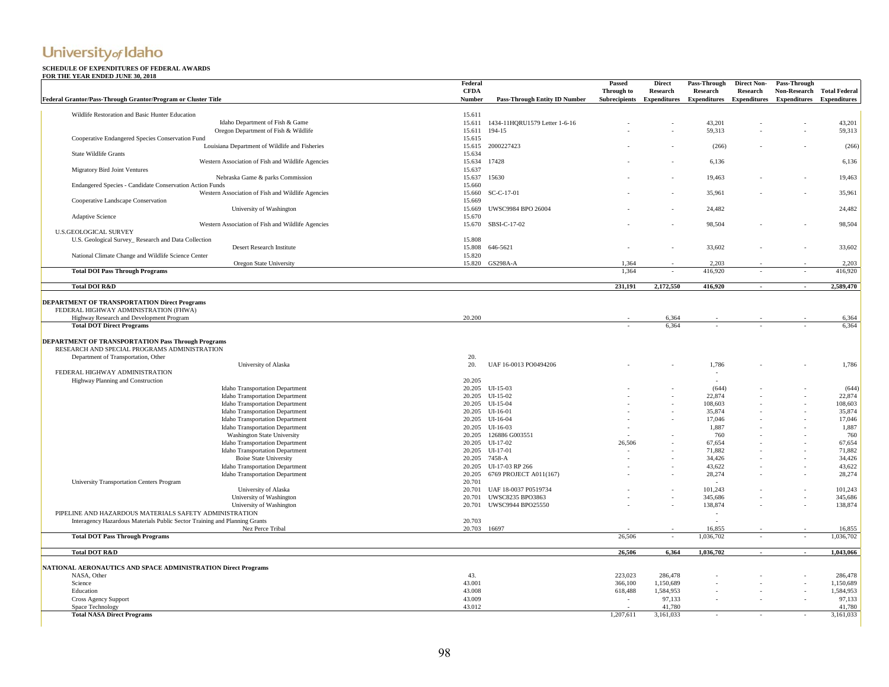# University of Idaho

**SCHEDULE OF EXPENDITURES OF FEDERAL AWARDS**
**FOR THE YEAR ENDED JUNE 30, 2018**

| Federal Grantor/Pass-Through Grantor/Program or Cluster Title | Federal CFDA Number | Pass-Through Entity ID Number | Passed Through to Subrecipients | Direct Research Expenditures | Pass-Through Research Expenditures | Direct Non-Research Expenditures | Pass-Through Non-Research Expenditures | Total Federal Expenditures |
|---|---|---|---|---|---|---|---|---|
| Wildlife Restoration and Basic Hunter Education | 15.611 | | | | | | | |
| Idaho Department of Fish & Game | 15.611 | 1434-11HQRU1579 Letter 1-6-16 | - | - | 43,201 | - | - | 43,201 |
| Oregon Department of Fish & Wildlife | 15.611 | 194-15 | - | - | 59,313 | - | - | 59,313 |
| Cooperative Endangered Species Conservation Fund | 15.615 | | | | | | | |
| Louisiana Department of Wildlife and Fisheries | 15.615 | 2000227423 | - | - | (266) | - | - | (266) |
| State Wildlife Grants | 15.634 | | | | | | | |
| Western Association of Fish and Wildlife Agencies | 15.634 | 17428 | - | - | 6,136 | | | 6,136 |
| Migratory Bird Joint Ventures | 15.637 | | | | | | | |
| Nebraska Game & parks Commission | 15.637 | 15630 | - | - | 19,463 | - | - | 19,463 |
| Endangered Species - Candidate Conservation Action Funds | 15.660 | | | | | | | |
| Western Association of Fish and Wildlife Agencies | 15.660 | SC-C-17-01 | - | - | 35,961 | - | - | 35,961 |
| Cooperative Landscape Conservation | 15.669 | | | | | | | |
| University of Washington | 15.669 | UWSC9984 BPO 26004 | - | - | 24,482 | | | 24,482 |
| Adaptive Science | 15.670 | | | | | | | |
| Western Association of Fish and Wildlife Agencies | 15.670 | SBSI-C-17-02 | - | - | 98,504 | - | - | 98,504 |
| U.S.GEOLOGICAL SURVEY | | | | | | | | |
| U.S. Geological Survey_ Research and Data Collection | 15.808 | | | | | | | |
| Desert Research Institute | 15.808 | 646-5621 | - | - | 33,602 | - | - | 33,602 |
| National Climate Change and Wildlife Science Center | 15.820 | | | | | | | |
| Oregon State University | 15.820 | GS298A-A | 1,364 | - | 2,203 | - | - | 2,203 |
| **Total DOI Pass Through Programs** | | | 1,364 | - | 416,920 | - | - | 416,920 |
| **Total DOI R&D** | | | **231,191** | **2,172,550** | **416,920** | **-** | **-** | **2,589,470** |
| **DEPARTMENT OF TRANSPORTATION Direct Programs** | | | | | | | | |
| FEDERAL HIGHWAY ADMINISTRATION (FHWA) | | | | | | | | |
| Highway Research and Development Program | 20.200 | | - | 6,364 | - | - | - | 6,364 |
| **Total DOT Direct Programs** | | | - | 6,364 | - | - | - | 6,364 |
| **DEPARTMENT OF TRANSPORTATION Pass Through Programs** | | | | | | | | |
| RESEARCH AND SPECIAL PROGRAMS ADMINISTRATION | | | | | | | | |
| Department of Transportation, Other | 20. | | | | | | | |
| University of Alaska | 20. | UAF 16-0013 PO0494206 | - | - | 1,786 | | | 1,786 |
| FEDERAL HIGHWAY ADMINISTRATION | | | | | - | | | |
| Highway Planning and Construction | 20.205 | | | | - | | | |
| Idaho Transportation Department | 20.205 | UI-15-03 | - | - | (644) | - | - | (644) |
| Idaho Transportation Department | 20.205 | UI-15-02 | - | - | 22,874 | - | - | 22,874 |
| Idaho Transportation Department | 20.205 | UI-15-04 | - | - | 108,603 | - | - | 108,603 |
| Idaho Transportation Department | 20.205 | UI-16-01 | - | - | 35,874 | - | - | 35,874 |
| Idaho Transportation Department | 20.205 | UI-16-04 | - | - | 17,046 | - | - | 17,046 |
| Idaho Transportation Department | 20.205 | UI-16-03 | - | | 1,887 | - | - | 1,887 |
| Washington State University | 20.205 | 126886 G003551 | - | - | 760 | - | - | 760 |
| Idaho Transportation Department | 20.205 | UI-17-02 | 26,506 | - | 67,654 | - | - | 67,654 |
| Idaho Transportation Department | 20.205 | UI-17-01 | - | - | 71,882 | - | - | 71,882 |
| Boise State University | 20.205 | 7458-A | - | - | 34,426 | - | - | 34,426 |
| Idaho Transportation Department | 20.205 | UI-17-03 RP 266 | - | - | 43,622 | - | - | 43,622 |
| Idaho Transportation Department | 20.205 | 6769 PROJECT A011(167) | - | - | 28,274 | - | - | 28,274 |
| University Transportation Centers Program | 20.701 | | | | - | | | |
| University of Alaska | 20.701 | UAF 18-0037 P0519734 | - | - | 101,243 | - | - | 101,243 |
| University of Washington | 20.701 | UWSC8235 BPO3863 | - | - | 345,686 | - | - | 345,686 |
| University of Washington | 20.701 | UWSC9944 BPO25550 | - | - | 138,874 | - | - | 138,874 |
| PIPELINE AND HAZARDOUS MATERIALS SAFETY ADMINISTRATION | | | | | - | | | |
| Interagency Hazardous Materials Public Sector Training and Planning Grants | 20.703 | | | | - | | | |
| Nez Perce Tribal | 20.703 | 16697 | - | - | 16,855 | - | - | 16,855 |
| **Total DOT Pass Through Programs** | | | 26,506 | - | 1,036,702 | - | - | 1,036,702 |
| **Total DOT R&D** | | | **26,506** | **6,364** | **1,036,702** | **-** | **-** | **1,043,066** |
| **NATIONAL AERONAUTICS AND SPACE ADMINISTRATION Direct Programs** | | | | | | | | |
| NASA, Other | 43. | | 223,023 | 286,478 | - | - | - | 286,478 |
| Science | 43.001 | | 366,100 | 1,150,689 | - | - | - | 1,150,689 |
| Education | 43.008 | | 618,488 | 1,584,953 | - | - | - | 1,584,953 |
| Cross Agency Support | 43.009 | | - | 97,133 | - | - | - | 97,133 |
| Space Technology | 43.012 | | - | 41,780 | | | | 41,780 |
| **Total NASA Direct Programs** | | | 1,207,611 | 3,161,033 | - | - | - | 3,161,033 |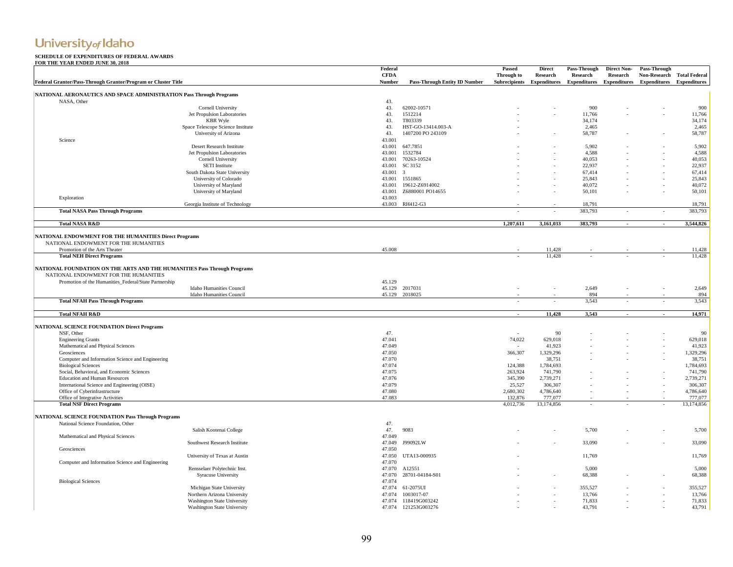# University of Idaho

**SCHEDULE OF EXPENDITURES OF FEDERAL AWARDS**
**FOR THE YEAR ENDED JUNE 30, 2018**

| Federal Grantor/Pass-Through Grantor/Program or Cluster Title | Federal CFDA Number | Pass-Through Entity ID Number | Passed Through to Subrecipients | Direct Research Expenditures | Pass-Through Research Expenditures | Direct Non-Research Expenditures | Pass-Through Non-Research Expenditures | Total Federal Expenditures |
|---|---|---|---|---|---|---|---|---|
| **NATIONAL AERONAUTICS AND SPACE ADMINISTRATION Pass Through Programs** | | | | | | | | |
| NASA, Other | 43. | | | | | | | |
| Cornell University | 43. | 62002-10571 | - | - | 900 | - | - | 900 |
| Jet Propulsion Laboratories | 43. | 1512214 | - | - | 11,766 | - | - | 11,766 |
| KBR Wyle | 43. | T803339 | - | | 34,174 | | | 34,174 |
| Space Telescope Science Institute | 43. | HST-GO-13414.003-A | - | | 2,465 | | | 2,465 |
| University of Arizona | 43. | 1407200 PO 243109 | - | - | 58,787 | - | - | 58,787 |
| Science | 43.001 | | | | | | | |
| Desert Research Institute | 43.001 | 647.7851 | - | - | 5,902 | - | - | 5,902 |
| Jet Propulsion Laboratories | 43.001 | 1532784 | - | - | 4,588 | - | - | 4,588 |
| Cornell University | 43.001 | 70263-10524 | - | - | 40,053 | - | - | 40,053 |
| SETI Institute | 43.001 | SC 3152 | - | - | 22,937 | - | - | 22,937 |
| South Dakota State University | 43.001 | 3 | - | - | 67,414 | - | - | 67,414 |
| University of Colorado | 43.001 | 1551865 | - | - | 25,843 | - | - | 25,843 |
| University of Maryland | 43.001 | 19612-Z6914002 | - | - | 40,072 | - | - | 40,072 |
| University of Maryland | 43.001 | Z6880001 PO14655 | - | - | 50,101 | - | - | 50,101 |
| Exploration | 43.003 | | | | | | | |
| Georgia Institute of Technology | 43.003 | RH412-G3 | - | - | 18,791 | | | 18,791 |
| **Total NASA Pass Through Programs** | | | - | - | 383,793 | - | - | 383,793 |
| **Total NASA R&D** | | | **1,207,611** | **3,161,033** | **383,793** | **-** | **-** | **3,544,826** |
| **NATIONAL ENDOWMENT FOR THE HUMANITIES Direct Programs** | | | | | | | | |
| NATIONAL ENDOWMENT FOR THE HUMANITIES | | | | | | | | |
| Promotion of the Arts Theater | 45.008 | | - | 11,428 | - | - | - | 11,428 |
| **Total NEH Direct Programs** | | | - | 11,428 | - | - | - | 11,428 |
| **NATIONAL FOUNDATION ON THE ARTS AND THE HUMANITIES Pass Through Programs** | | | | | | | | |
| NATIONAL ENDOWMENT FOR THE HUMANITIES | | | | | | | | |
| Promotion of the Humanities_Federal/State Partnership | 45.129 | | | | | | | |
| Idaho Humanities Council | 45.129 | 2017031 | - | - | 2,649 | - | - | 2,649 |
| Idaho Humanities Council | 45.129 | 2018025 | - | - | 894 | - | - | 894 |
| **Total NFAH Pass Through Programs** | | | - | - | 3,543 | - | - | 3,543 |
| **Total NFAH R&D** | | | **-** | **11,428** | **3,543** | **-** | **-** | **14,971** |
| **NATIONAL SCIENCE FOUNDATION Direct Programs** | | | | | | | | |
| NSF, Other | 47. | | - | 90 | - | - | - | 90 |
| Engineering Grants | 47.041 | | 74,022 | 629,018 | - | - | - | 629,018 |
| Mathematical and Physical Sciences | 47.049 | | - | 41,923 | - | - | - | 41,923 |
| Geosciences | 47.050 | | 366,307 | 1,329,296 | - | - | - | 1,329,296 |
| Computer and Information Science and Engineering | 47.070 | | - | 38,751 | - | - | - | 38,751 |
| Biological Sciences | 47.074 | | 124,388 | 1,784,693 | | | | 1,784,693 |
| Social, Behavioral, and Economic Sciences | 47.075 | | 263,924 | 741,790 | - | - | - | 741,790 |
| Education and Human Resources | 47.076 | | 345,390 | 2,739,271 | - | - | - | 2,739,271 |
| International Science and Engineering (OISE) | 47.079 | | 25,527 | 306,307 | - | - | - | 306,307 |
| Office of Cyberinfrastructure | 47.080 | | 2,680,302 | 4,786,640 | - | - | - | 4,786,640 |
| Office of Integrative Activities | 47.083 | | 132,876 | 777,077 | - | - | - | 777,077 |
| **Total NSF Direct Programs** | | | 4,012,736 | 13,174,856 | - | - | - | 13,174,856 |
| **NATIONAL SCIENCE FOUNDATION Pass Through Programs** | | | | | | | | |
| National Science Foundation, Other | 47. | | | | | | | |
| Salish Kootenai College | 47. | 9083 | - | - | 5,700 | - | - | 5,700 |
| Mathematical and Physical Sciences | 47.049 | | | | | | | |
| Southwest Research Institute | 47.049 | J99092LW | - | - | 33,090 | - | - | 33,090 |
| Geosciences | 47.050 | | | | | | | |
| University of Texas at Austin | 47.050 | UTA13-000935 | - | | 11,769 | | | 11,769 |
| Computer and Information Science and Engineering | 47.070 | | | | | | | |
| Rensselaer Polytechnic Inst. | 47.070 | A12551 | - | | 5,000 | | | 5,000 |
| Syracuse University | 47.070 | 28701-04184-S01 | - | - | 68,388 | - | - | 68,388 |
| Biological Sciences | 47.074 | | | | | | | |
| Michigan State University | 47.074 | 61-2075UI | - | - | 355,527 | - | - | 355,527 |
| Northern Arizona University | 47.074 | 1003017-07 | - | - | 13,766 | - | - | 13,766 |
| Washington State University | 47.074 | 118419G003242 | - | - | 71,833 | - | - | 71,833 |
| Washington State University | 47.074 | 121253G003276 | - | - | 43,791 | - | - | 43,791 |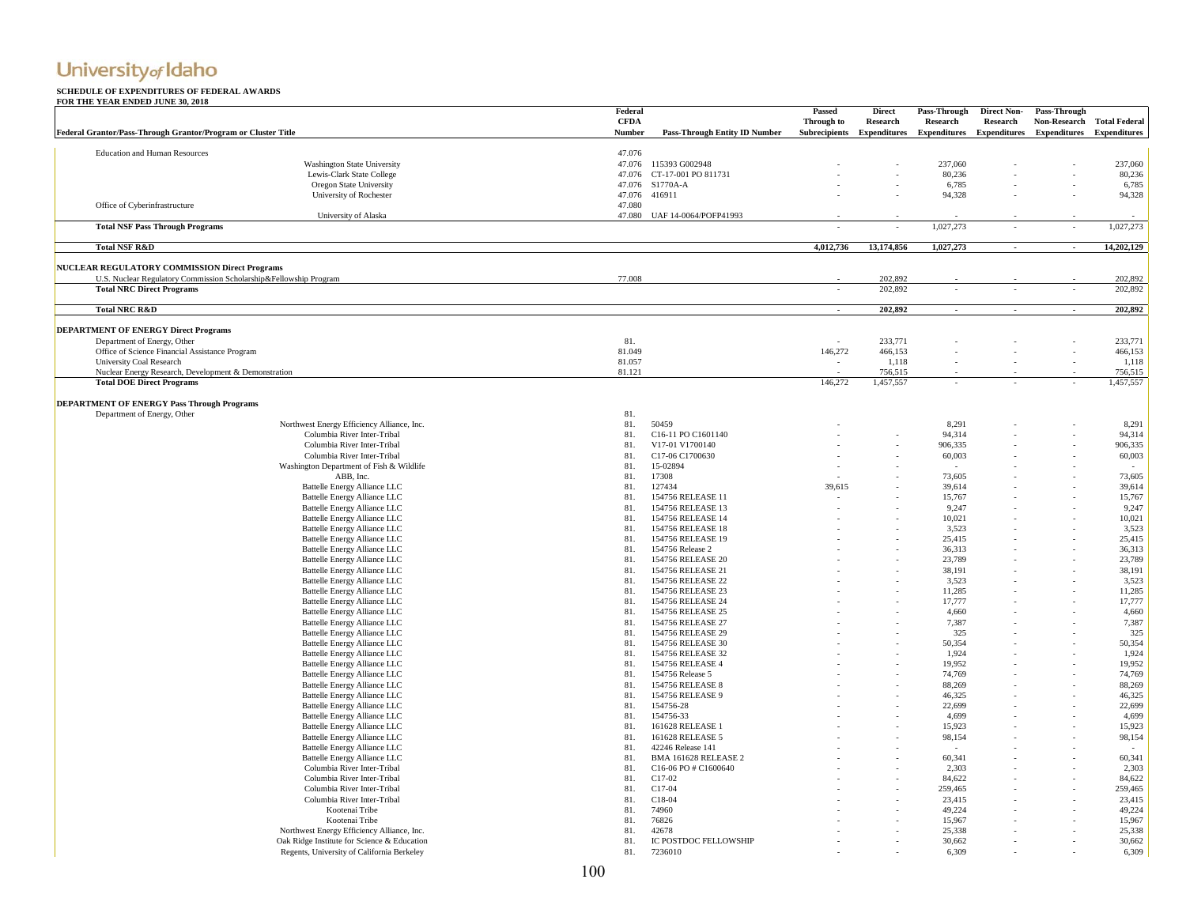# University of Idaho

**SCHEDULE OF EXPENDITURES OF FEDERAL AWARDS**
**FOR THE YEAR ENDED JUNE 30, 2018**

| Federal Grantor/Pass-Through Grantor/Program or Cluster Title | Federal CFDA Number | Pass-Through Entity ID Number | Passed Through to Subrecipients | Direct Research Expenditures | Pass-Through Research Expenditures | Direct Non-Research Expenditures | Pass-Through Non-Research Expenditures | Total Federal Expenditures |
|---|---|---|---|---|---|---|---|---|
| Education and Human Resources | 47.076 | | | | | | | |
| Washington State University | 47.076 | 115393 G002948 | - | - | 237,060 | - | - | 237,060 |
| Lewis-Clark State College | 47.076 | CT-17-001 PO 811731 | - | - | 80,236 | - | - | 80,236 |
| Oregon State University | 47.076 | S1770A-A | - | - | 6,785 | - | - | 6,785 |
| University of Rochester | 47.076 | 416911 | - | - | 94,328 | - | - | 94,328 |
| Office of Cyberinfrastructure | 47.080 | | | | | | | |
| University of Alaska | 47.080 | UAF 14-0064/POFP41993 | - | - | - | - | - | - |
| **Total NSF Pass Through Programs** | | | - | - | 1,027,273 | - | - | 1,027,273 |
| **Total NSF R&D** | | | **4,012,736** | **13,174,856** | **1,027,273** | **-** | **-** | **14,202,129** |
| **NUCLEAR REGULATORY COMMISSION Direct Programs** | | | | | | | | |
| U.S. Nuclear Regulatory Commission Scholarship&Fellowship Program | 77.008 | | - | 202,892 | - | - | - | 202,892 |
| **Total NRC Direct Programs** | | | - | 202,892 | - | - | - | 202,892 |
| **Total NRC R&D** | | | **-** | **202,892** | **-** | **-** | **-** | **202,892** |
| **DEPARTMENT OF ENERGY Direct Programs** | | | | | | | | |
| Department of Energy, Other | 81. | | - | 233,771 | - | - | - | 233,771 |
| Office of Science Financial Assistance Program | 81.049 | | 146,272 | 466,153 | - | - | - | 466,153 |
| University Coal Research | 81.057 | | - | 1,118 | - | - | - | 1,118 |
| Nuclear Energy Research, Development & Demonstration | 81.121 | | - | 756,515 | - | - | - | 756,515 |
| **Total DOE Direct Programs** | | | 146,272 | 1,457,557 | - | - | - | 1,457,557 |
| **DEPARTMENT OF ENERGY Pass Through Programs** | | | | | | | | |
| Department of Energy, Other | 81. | | | | | | | |
| Northwest Energy Efficiency Alliance, Inc. | 81. | 50459 | - | | 8,291 | - | - | 8,291 |
| Columbia River Inter-Tribal | 81. | C16-11 PO C1601140 | - | - | 94,314 | - | - | 94,314 |
| Columbia River Inter-Tribal | 81. | V17-01 V1700140 | - | - | 906,335 | - | - | 906,335 |
| Columbia River Inter-Tribal | 81. | C17-06 C1700630 | - | - | 60,003 | - | - | 60,003 |
| Washington Department of Fish & Wildlife | 81. | 15-02894 | - | - | - | - | - | - |
| ABB, Inc. | 81. | 17308 | - | - | 73,605 | - | - | 73,605 |
| Battelle Energy Alliance LLC | 81. | 127434 | 39,615 | - | 39,614 | - | - | 39,614 |
| Battelle Energy Alliance LLC | 81. | 154756 RELEASE 11 | - | - | 15,767 | - | - | 15,767 |
| Battelle Energy Alliance LLC | 81. | 154756 RELEASE 13 | - | - | 9,247 | - | - | 9,247 |
| Battelle Energy Alliance LLC | 81. | 154756 RELEASE 14 | - | - | 10,021 | - | - | 10,021 |
| Battelle Energy Alliance LLC | 81. | 154756 RELEASE 18 | - | - | 3,523 | - | - | 3,523 |
| Battelle Energy Alliance LLC | 81. | 154756 RELEASE 19 | - | - | 25,415 | - | - | 25,415 |
| Battelle Energy Alliance LLC | 81. | 154756 Release 2 | - | - | 36,313 | - | - | 36,313 |
| Battelle Energy Alliance LLC | 81. | 154756 RELEASE 20 | - | - | 23,789 | - | - | 23,789 |
| Battelle Energy Alliance LLC | 81. | 154756 RELEASE 21 | - | - | 38,191 | - | - | 38,191 |
| Battelle Energy Alliance LLC | 81. | 154756 RELEASE 22 | - | - | 3,523 | - | - | 3,523 |
| Battelle Energy Alliance LLC | 81. | 154756 RELEASE 23 | - | - | 11,285 | - | - | 11,285 |
| Battelle Energy Alliance LLC | 81. | 154756 RELEASE 24 | - | - | 17,777 | - | - | 17,777 |
| Battelle Energy Alliance LLC | 81. | 154756 RELEASE 25 | - | - | 4,660 | - | - | 4,660 |
| Battelle Energy Alliance LLC | 81. | 154756 RELEASE 27 | - | - | 7,387 | - | - | 7,387 |
| Battelle Energy Alliance LLC | 81. | 154756 RELEASE 29 | - | - | 325 | - | - | 325 |
| Battelle Energy Alliance LLC | 81. | 154756 RELEASE 30 | - | - | 50,354 | - | - | 50,354 |
| Battelle Energy Alliance LLC | 81. | 154756 RELEASE 32 | - | - | 1,924 | - | - | 1,924 |
| Battelle Energy Alliance LLC | 81. | 154756 RELEASE 4 | - | - | 19,952 | - | - | 19,952 |
| Battelle Energy Alliance LLC | 81. | 154756 Release 5 | - | - | 74,769 | - | - | 74,769 |
| Battelle Energy Alliance LLC | 81. | 154756 RELEASE 8 | - | - | 88,269 | - | - | 88,269 |
| Battelle Energy Alliance LLC | 81. | 154756 RELEASE 9 | - | - | 46,325 | - | - | 46,325 |
| Battelle Energy Alliance LLC | 81. | 154756-28 | - | - | 22,699 | - | - | 22,699 |
| Battelle Energy Alliance LLC | 81. | 154756-33 | - | - | 4,699 | - | - | 4,699 |
| Battelle Energy Alliance LLC | 81. | 161628 RELEASE 1 | - | - | 15,923 | - | - | 15,923 |
| Battelle Energy Alliance LLC | 81. | 161628 RELEASE 5 | - | - | 98,154 | - | - | 98,154 |
| Battelle Energy Alliance LLC | 81. | 42246 Release 141 | - | - | - | - | - | - |
| Battelle Energy Alliance LLC | 81. | BMA 161628 RELEASE 2 | - | - | 60,341 | - | - | 60,341 |
| Columbia River Inter-Tribal | 81. | C16-06 PO # C1600640 | - | - | 2,303 | - | - | 2,303 |
| Columbia River Inter-Tribal | 81. | C17-02 | - | - | 84,622 | - | - | 84,622 |
| Columbia River Inter-Tribal | 81. | C17-04 | - | - | 259,465 | - | - | 259,465 |
| Columbia River Inter-Tribal | 81. | C18-04 | - | - | 23,415 | - | - | 23,415 |
| Kootenai Tribe | 81. | 74960 | - | - | 49,224 | - | - | 49,224 |
| Kootenai Tribe | 81. | 76826 | - | - | 15,967 | - | - | 15,967 |
| Northwest Energy Efficiency Alliance, Inc. | 81. | 42678 | - | - | 25,338 | - | - | 25,338 |
| Oak Ridge Institute for Science & Education | 81. | IC POSTDOC FELLOWSHIP | - | - | 30,662 | - | - | 30,662 |
| Regents, University of California Berkeley | 81. | 7236010 | - | - | 6,309 | - | - | 6,309 |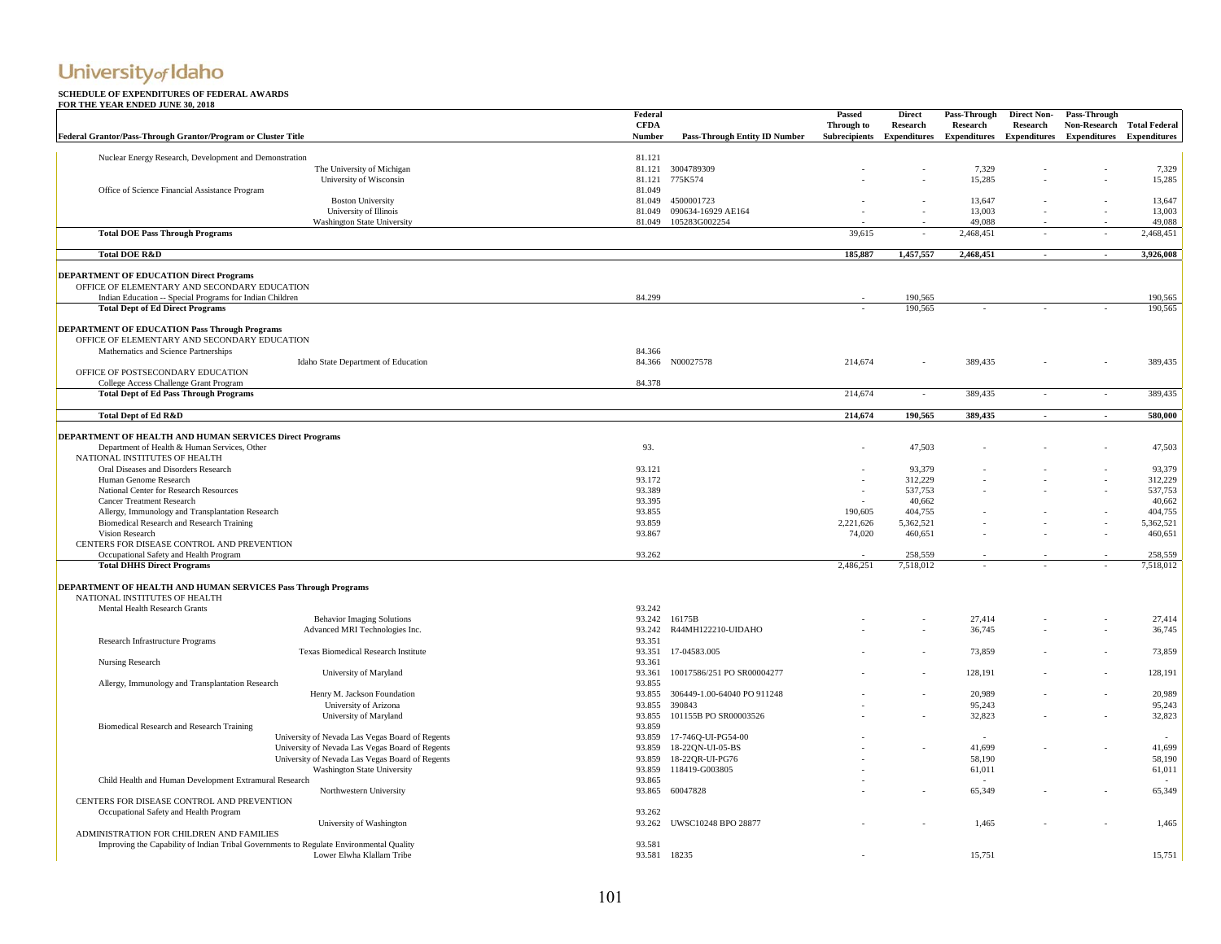University of Idaho

**SCHEDULE OF EXPENDITURES OF FEDERAL AWARDS**
**FOR THE YEAR ENDED JUNE 30, 2018**

| Federal Grantor/Pass-Through Grantor/Program or Cluster Title | Federal CFDA Number | Pass-Through Entity ID Number | Passed Through to Subrecipients | Direct Research Expenditures | Pass-Through Research Expenditures | Direct Non-Research Expenditures | Pass-Through Non-Research Expenditures | Total Federal Expenditures |
|---|---|---|---|---|---|---|---|---|
| Nuclear Energy Research, Development and Demonstration | 81.121 | | | | | | | |
| The University of Michigan | 81.121 | 3004789309 | - | - | 7,329 | - | - | 7,329 |
| University of Wisconsin | 81.121 | 775K574 | - | - | 15,285 | - | - | 15,285 |
| Office of Science Financial Assistance Program | 81.049 | | | | | | | |
| Boston University | 81.049 | 4500001723 | - | - | 13,647 | - | - | 13,647 |
| University of Illinois | 81.049 | 090634-16929 AE164 | - | - | 13,003 | - | - | 13,003 |
| Washington State University | 81.049 | 105283G002254 | - | - | 49,088 | - | - | 49,088 |
| **Total DOE Pass Through Programs** | | | 39,615 | - | 2,468,451 | - | - | 2,468,451 |
| **Total DOE R&D** | | | **185,887** | **1,457,557** | **2,468,451** | **-** | **-** | **3,926,008** |
| **DEPARTMENT OF EDUCATION Direct Programs** | | | | | | | | |
| OFFICE OF ELEMENTARY AND SECONDARY EDUCATION | | | | | | | | |
| Indian Education -- Special Programs for Indian Children | 84.299 | | - | 190,565 | | | | 190,565 |
| **Total Dept of Ed Direct Programs** | | | - | 190,565 | - | - | - | 190,565 |
| **DEPARTMENT OF EDUCATION Pass Through Programs** | | | | | | | | |
| OFFICE OF ELEMENTARY AND SECONDARY EDUCATION | | | | | | | | |
| Mathematics and Science Partnerships | 84.366 | | | | | | | |
| Idaho State Department of Education | 84.366 | N00027578 | 214,674 | - | 389,435 | - | - | 389,435 |
| OFFICE OF POSTSECONDARY EDUCATION | | | | | | | | |
| College Access Challenge Grant Program | 84.378 | | | | | | | |
| **Total Dept of Ed Pass Through Programs** | | | 214,674 | - | 389,435 | - | - | 389,435 |
| **Total Dept of Ed R&D** | | | **214,674** | **190,565** | **389,435** | **-** | **-** | **580,000** |
| **DEPARTMENT OF HEALTH AND HUMAN SERVICES Direct Programs** | | | | | | | | |
| Department of Health & Human Services, Other | 93. | | - | 47,503 | - | - | - | 47,503 |
| NATIONAL INSTITUTES OF HEALTH | | | | | | | | |
| Oral Diseases and Disorders Research | 93.121 | | - | 93,379 | - | - | - | 93,379 |
| Human Genome Research | 93.172 | | - | 312,229 | - | - | - | 312,229 |
| National Center for Research Resources | 93.389 | | - | 537,753 | - | - | - | 537,753 |
| Cancer Treatment Research | 93.395 | | - | 40,662 | | | | 40,662 |
| Allergy, Immunology and Transplantation Research | 93.855 | | 190,605 | 404,755 | - | - | - | 404,755 |
| Biomedical Research and Research Training | 93.859 | | 2,221,626 | 5,362,521 | - | - | - | 5,362,521 |
| Vision Research | 93.867 | | 74,020 | 460,651 | - | - | - | 460,651 |
| CENTERS FOR DISEASE CONTROL AND PREVENTION | | | | | | | | |
| Occupational Safety and Health Program | 93.262 | | - | 258,559 | - | - | - | 258,559 |
| **Total DHHS Direct Programs** | | | 2,486,251 | 7,518,012 | - | - | - | 7,518,012 |
| **DEPARTMENT OF HEALTH AND HUMAN SERVICES Pass Through Programs** | | | | | | | | |
| NATIONAL INSTITUTES OF HEALTH | | | | | | | | |
| Mental Health Research Grants | 93.242 | | | | | | | |
| Behavior Imaging Solutions | 93.242 | 16175B | - | - | 27,414 | - | - | 27,414 |
| Advanced MRI Technologies Inc. | 93.242 | R44MH122210-UIDAHO | - | - | 36,745 | - | - | 36,745 |
| Research Infrastructure Programs | 93.351 | | | | | | | |
| Texas Biomedical Research Institute | 93.351 | 17-04583.005 | - | - | 73,859 | - | - | 73,859 |
| Nursing Research | 93.361 | | | | | | | |
| University of Maryland | 93.361 | 10017586/251 PO SR00004277 | - | - | 128,191 | - | - | 128,191 |
| Allergy, Immunology and Transplantation Research | 93.855 | | | | | | | |
| Henry M. Jackson Foundation | 93.855 | 306449-1.00-64040 PO 911248 | - | - | 20,989 | - | - | 20,989 |
| University of Arizona | 93.855 | 390843 | - | | 95,243 | - | - | 95,243 |
| University of Maryland | 93.855 | 101155B PO SR00003526 | - | - | 32,823 | - | - | 32,823 |
| Biomedical Research and Research Training | 93.859 | | | | | | | |
| University of Nevada Las Vegas Board of Regents | 93.859 | 17-746Q-UI-PG54-00 | - | | - | | | - |
| University of Nevada Las Vegas Board of Regents | 93.859 | 18-22QN-UI-05-BS | - | - | 41,699 | - | - | 41,699 |
| University of Nevada Las Vegas Board of Regents | 93.859 | 18-22QR-UI-PG76 | - | | 58,190 | | | 58,190 |
| Washington State University | 93.859 | 118419-G003805 | - | | 61,011 | | | 61,011 |
| Child Health and Human Development Extramural Research | 93.865 | | - | | - | | | - |
| Northwestern University | 93.865 | 60047828 | - | - | 65,349 | - | - | 65,349 |
| CENTERS FOR DISEASE CONTROL AND PREVENTION | | | | | | | | |
| Occupational Safety and Health Program | 93.262 | | | | | | | |
| University of Washington | 93.262 | UWSC10248 BPO 28877 | - | - | 1,465 | - | - | 1,465 |
| ADMINISTRATION FOR CHILDREN AND FAMILIES | | | | | | | | |
| Improving the Capability of Indian Tribal Governments to Regulate Environmental Quality | 93.581 | | | | | | | |
| Lower Elwha Klallam Tribe | 93.581 | 18235 | - | | 15,751 | | | 15,751 |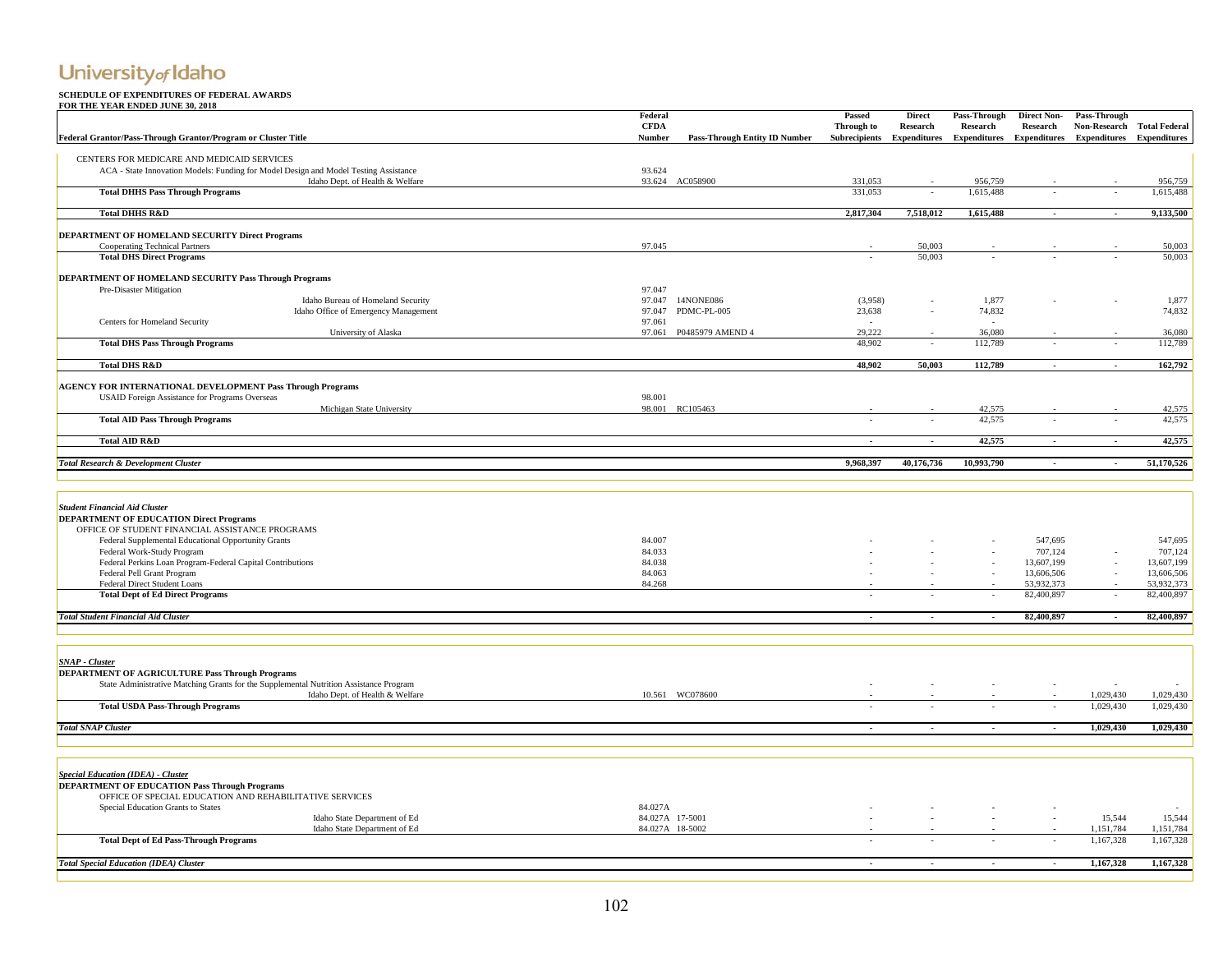# University of Idaho

**SCHEDULE OF EXPENDITURES OF FEDERAL AWARDS**
**FOR THE YEAR ENDED JUNE 30, 2018**

| Federal Grantor/Pass-Through Grantor/Program or Cluster Title | Federal CFDA Number | Pass-Through Entity ID Number | Passed Through to Subrecipients | Direct Research Expenditures | Pass-Through Research Expenditures | Direct Non-Research Expenditures | Pass-Through Non-Research Expenditures | Total Federal Expenditures |
|---|---|---|---|---|---|---|---|---|
| CENTERS FOR MEDICARE AND MEDICAID SERVICES | | | | | | | | |
| ACA - State Innovation Models: Funding for Model Design and Model Testing Assistance | 93.624 | | | | | | | |
| Idaho Dept. of Health & Welfare | 93.624 | AC058900 | 331,053 | - | 956,759 | - | - | 956,759 |
| **Total DHHS Pass Through Programs** | | | 331,053 | - | 1,615,488 | - | - | 1,615,488 |
| **Total DHHS R&D** | | | **2,817,304** | **7,518,012** | **1,615,488** | **-** | **-** | **9,133,500** |
| **DEPARTMENT OF HOMELAND SECURITY Direct Programs** | | | | | | | | |
| Cooperating Technical Partners | 97.045 | | - | 50,003 | - | - | - | 50,003 |
| **Total DHS Direct Programs** | | | - | 50,003 | - | - | - | 50,003 |
| **DEPARTMENT OF HOMELAND SECURITY Pass Through Programs** | | | | | | | | |
| Pre-Disaster Mitigation | 97.047 | | | | | | | |
| Idaho Bureau of Homeland Security | 97.047 | 14NONE086 | (3,958) | - | 1,877 | - | - | 1,877 |
| Idaho Office of Emergency Management | 97.047 | PDMC-PL-005 | 23,638 | - | 74,832 | | | 74,832 |
| Centers for Homeland Security | 97.061 | | | | - | | | |
| University of Alaska | 97.061 | P0485979 AMEND 4 | 29,222 | - | 36,080 | - | - | 36,080 |
| **Total DHS Pass Through Programs** | | | 48,902 | - | 112,789 | - | - | 112,789 |
| **Total DHS R&D** | | | **48,902** | **50,003** | **112,789** | **-** | **-** | **162,792** |
| **AGENCY FOR INTERNATIONAL DEVELOPMENT Pass Through Programs** | | | | | | | | |
| USAID Foreign Assistance for Programs Overseas | 98.001 | | | | | | | |
| Michigan State University | 98.001 | RC105463 | - | - | 42,575 | - | - | 42,575 |
| **Total AID Pass Through Programs** | | | - | - | 42,575 | - | - | 42,575 |
| **Total AID R&D** | | | **-** | **-** | **42,575** | **-** | **-** | **42,575** |
| ***Total Research & Development Cluster*** | | | **9,968,397** | **40,176,736** | **10,993,790** | **-** | **-** | **51,170,526** |
| ***Student Financial Aid Cluster*** | | | | | | | | |
| **DEPARTMENT OF EDUCATION Direct Programs** | | | | | | | | |
| OFFICE OF STUDENT FINANCIAL ASSISTANCE PROGRAMS | | | | | | | | |
| Federal Supplemental Educational Opportunity Grants | 84.007 | | - | - | - | 547,695 | | 547,695 |
| Federal Work-Study Program | 84.033 | | - | - | - | 707,124 | - | 707,124 |
| Federal Perkins Loan Program-Federal Capital Contributions | 84.038 | | - | - | - | 13,607,199 | - | 13,607,199 |
| Federal Pell Grant Program | 84.063 | | - | - | - | 13,606,506 | - | 13,606,506 |
| Federal Direct Student Loans | 84.268 | | - | - | - | 53,932,373 | - | 53,932,373 |
| **Total Dept of Ed Direct Programs** | | | - | - | - | 82,400,897 | - | 82,400,897 |
| ***Total Student Financial Aid Cluster*** | | | **-** | **-** | **-** | **82,400,897** | **-** | **82,400,897** |
| ***SNAP - Cluster*** | | | | | | | | |
| **DEPARTMENT OF AGRICULTURE Pass Through Programs** | | | | | | | | |
| State Administrative Matching Grants for the Supplemental Nutrition Assistance Program | | | - | - | - | - | - | - |
| Idaho Dept. of Health & Welfare | 10.561 | WC078600 | - | - | - | - | 1,029,430 | 1,029,430 |
| **Total USDA Pass-Through Programs** | | | - | - | - | - | 1,029,430 | 1,029,430 |
| ***Total SNAP Cluster*** | | | **-** | **-** | **-** | **-** | **1,029,430** | **1,029,430** |
| ***Special Education (IDEA) - Cluster*** | | | | | | | | |
| **DEPARTMENT OF EDUCATION Pass Through Programs** | | | | | | | | |
| OFFICE OF SPECIAL EDUCATION AND REHABILITATIVE SERVICES | | | | | | | | |
| Special Education Grants to States | 84.027A | | - | - | - | - | | - |
| Idaho State Department of Ed | 84.027A | 17-5001 | - | - | - | - | 15,544 | 15,544 |
| Idaho State Department of Ed | 84.027A | 18-5002 | - | - | - | - | 1,151,784 | 1,151,784 |
| **Total Dept of Ed Pass-Through Programs** | | | - | - | - | - | 1,167,328 | 1,167,328 |
| ***Total Special Education (IDEA) Cluster*** | | | **-** | **-** | **-** | **-** | **1,167,328** | **1,167,328** |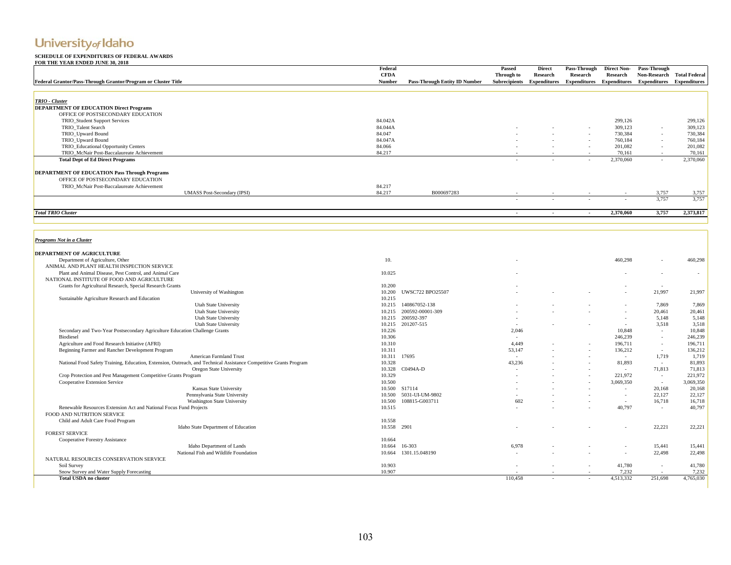# University of Idaho

**SCHEDULE OF EXPENDITURES OF FEDERAL AWARDS**
**FOR THE YEAR ENDED JUNE 30, 2018**

| Federal Grantor/Pass-Through Grantor/Program or Cluster Title | Federal CFDA Number | Pass-Through Entity ID Number | Passed Through to Subrecipients | Direct Research Expenditures | Pass-Through Research Expenditures | Direct Non-Research Expenditures | Pass-Through Non-Research Expenditures | Total Federal Expenditures |
|---|---|---|---|---|---|---|---|---|
| ***TRIO - Cluster*** | | | | | | | | |
| **DEPARTMENT OF EDUCATION Direct Programs** | | | | | | | | |
| OFFICE OF POSTSECONDARY EDUCATION | | | | | | | | |
| TRIO_Student Support Services | 84.042A | | | | | 299,126 | | 299,126 |
| TRIO_Talent Search | 84.044A | | - | - | - | 309,123 | - | 309,123 |
| TRIO_Upward Bound | 84.047 | | - | - | - | 730,384 | - | 730,384 |
| TRIO_Upward Bound | 84.047A | | - | - | - | 760,184 | - | 760,184 |
| TRIO_Educational Opportunity Centers | 84.066 | | - | - | - | 201,082 | - | 201,082 |
| TRIO_McNair Post-Baccalaureate Achievement | 84.217 | | - | - | - | 70,161 | - | 70,161 |
| **Total Dept of Ed Direct Programs** | | | - | - | - | 2,370,060 | - | 2,370,060 |
| **DEPARTMENT OF EDUCATION Pass Through Programs** | | | | | | | | |
| OFFICE OF POSTSECONDARY EDUCATION | | | | | | | | |
| TRIO_McNair Post-Baccalaureate Achievement | 84.217 | | | | | | | |
| UMASS Post-Secondary (IPSI) | 84.217 | B000697283 | - | - | - | - | 3,757 | 3,757 |
| | | | - | - | - | - | 3,757 | 3,757 |
| ***Total TRIO Cluster*** | | | **-** | **-** | **-** | **2,370,060** | **3,757** | **2,373,817** |
| ***Programs Not in a Cluster*** | | | | | | | | |
| **DEPARTMENT OF AGRICULTURE** | | | | | | | | |
| Department of Agriculture, Other | 10. | | - | | | 460,298 | - | 460,298 |
| ANIMAL AND PLANT HEALTH INSPECTION SERVICE | | | | | | | | |
| Plant and Animal Disease, Pest Control, and Animal Care | 10.025 | | - | | | - | - | - |
| NATIONAL INSTITUTE OF FOOD AND AGRICULTURE | | | | | | | | |
| Grants for Agricultural Research, Special Research Grants | 10.200 | | - | | | - | - | |
| University of Washington | 10.200 | UWSC722 BPO25507 | - | - | - | - | 21,997 | 21,997 |
| Sustainable Agriculture Research and Education | 10.215 | | | | | | | |
| Utah State University | 10.215 | 140867052-138 | - | - | - | - | 7,869 | 7,869 |
| Utah State University | 10.215 | 200592-00001-309 | - | - | - | - | 20,461 | 20,461 |
| Utah State University | 10.215 | 200592-397 | - | | | - | 5,148 | 5,148 |
| Utah State University | 10.215 | 201207-515 | - | - | - | - | 3,518 | 3,518 |
| Secondary and Two-Year Postsecondary Agriculture Education Challenge Grants | 10.226 | | 2,046 | | | 10,848 | - | 10,848 |
| Biodiesel | 10.306 | | - | | | 246,239 | - | 246,239 |
| Agriculture and Food Research Initiative (AFRI) | 10.310 | | 4,449 | - | - | 196,711 | - | 196,711 |
| Beginning Farmer and Rancher Development Program | 10.311 | | 53,147 | - | - | 136,212 | - | 136,212 |
| American Farmland Trust | 10.311 | 17695 | - | - | - | - | 1,719 | 1,719 |
| National Food Safety Training, Education, Extension, Outreach, and Technical Assistance Competitive Grants Program | 10.328 | | 43,236 | - | - | 81,893 | - | 81,893 |
| Oregon State University | 10.328 | C0494A-D | - | - | - | - | 71,813 | 71,813 |
| Crop Protection and Pest Management Competitive Grants Program | 10.329 | | - | - | - | 221,972 | - | 221,972 |
| Cooperative Extension Service | 10.500 | | - | - | - | 3,069,350 | - | 3,069,350 |
| Kansas State University | 10.500 | S17114 | - | - | - | - | 20,168 | 20,168 |
| Pennsylvania State University | 10.500 | 5031-UI-UM-9802 | - | - | - | - | 22,127 | 22,127 |
| Washington State University | 10.500 | 108815-G003711 | 602 | - | - | - | 16,718 | 16,718 |
| Renewable Resources Extension Act and National Focus Fund Projects | 10.515 | | - | - | - | 40,797 | - | 40,797 |
| FOOD AND NUTRITION SERVICE | | | | | | | | |
| Child and Adult Care Food Program | 10.558 | | | | | | | |
| Idaho State Department of Education | 10.558 | 2901 | - | - | - | - | 22,221 | 22,221 |
| FOREST SERVICE | | | | | | | | |
| Cooperative Forestry Assistance | 10.664 | | | | | | | |
| Idaho Department of Lands | 10.664 | 16-303 | 6,978 | - | - | - | 15,441 | 15,441 |
| National Fish and Wildlife Foundation | 10.664 | 1301.15.048190 | - | - | - | - | 22,498 | 22,498 |
| NATURAL RESOURCES CONSERVATION SERVICE | | | | | | | | |
| Soil Survey | 10.903 | | - | - | - | 41,780 | - | 41,780 |
| Snow Survey and Water Supply Forecasting | 10.907 | | - | - | - | 7,232 | - | 7,232 |
| **Total USDA no cluster** | | | 110,458 | - | - | 4,513,332 | 251,698 | 4,765,030 |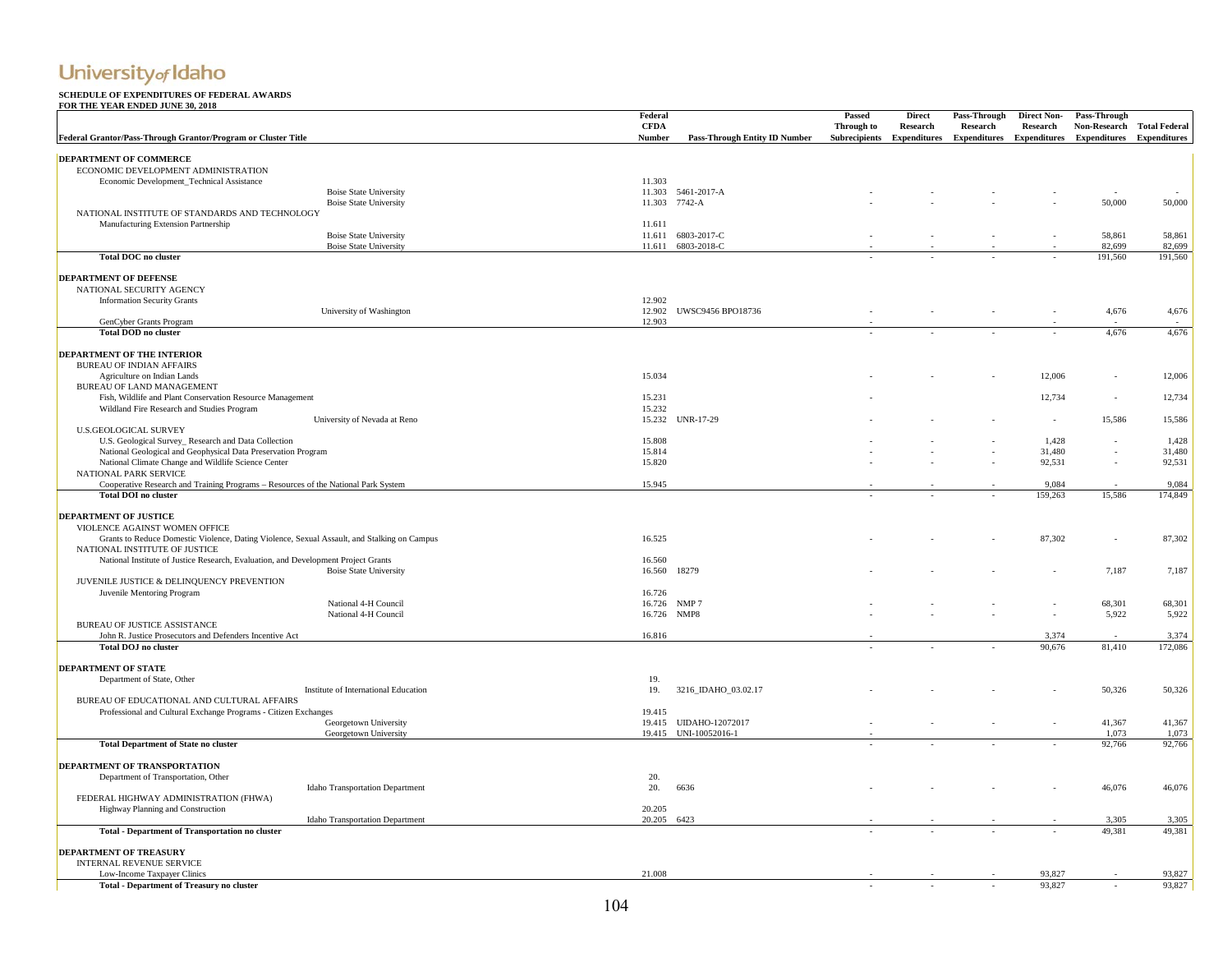University of Idaho

**SCHEDULE OF EXPENDITURES OF FEDERAL AWARDS**
**FOR THE YEAR ENDED JUNE 30, 2018**

| Federal Grantor/Pass-Through Grantor/Program or Cluster Title | Federal CFDA Number | Pass-Through Entity ID Number | Passed Through to Subrecipients | Direct Research Expenditures | Pass-Through Research Expenditures | Direct Non-Research Expenditures | Pass-Through Non-Research Expenditures | Total Federal Expenditures |
|---|---|---|---|---|---|---|---|---|
| **DEPARTMENT OF COMMERCE** | | | | | | | | |
| ECONOMIC DEVELOPMENT ADMINISTRATION | | | | | | | | |
| Economic Development_Technical Assistance | 11.303 | | | | | | | |
| Boise State University | 11.303 | 5461-2017-A | - | - | - | - | - | - |
| Boise State University | 11.303 | 7742-A | - | - | - | - | 50,000 | 50,000 |
| NATIONAL INSTITUTE OF STANDARDS AND TECHNOLOGY | | | | | | | | |
| Manufacturing Extension Partnership | 11.611 | | | | | | | |
| Boise State University | 11.611 | 6803-2017-C | - | - | - | - | 58,861 | 58,861 |
| Boise State University | 11.611 | 6803-2018-C | - | - | - | - | 82,699 | 82,699 |
| **Total DOC no cluster** | | | - | - | - | - | 191,560 | 191,560 |
| **DEPARTMENT OF DEFENSE** | | | | | | | | |
| NATIONAL SECURITY AGENCY | | | | | | | | |
| Information Security Grants | 12.902 | | | | | | | |
| University of Washington | 12.902 | UWSC9456 BPO18736 | - | - | - | - | 4,676 | 4,676 |
| GenCyber Grants Program | 12.903 | | - | | | - | | - |
| **Total DOD no cluster** | | | - | - | - | - | 4,676 | 4,676 |
| **DEPARTMENT OF THE INTERIOR** | | | | | | | | |
| BUREAU OF INDIAN AFFAIRS | | | | | | | | |
| Agriculture on Indian Lands | 15.034 | | - | - | - | 12,006 | - | 12,006 |
| BUREAU OF LAND MANAGEMENT | | | | | | | | |
| Fish, Wildlife and Plant Conservation Resource Management | 15.231 | | - | | | 12,734 | - | 12,734 |
| Wildland Fire Research and Studies Program | 15.232 | | | | | | | |
| University of Nevada at Reno | 15.232 | UNR-17-29 | - | - | - | - | 15,586 | 15,586 |
| U.S.GEOLOGICAL SURVEY | | | | | | | | |
| U.S. Geological Survey_ Research and Data Collection | 15.808 | | - | - | - | 1,428 | - | 1,428 |
| National Geological and Geophysical Data Preservation Program | 15.814 | | - | - | - | 31,480 | - | 31,480 |
| National Climate Change and Wildlife Science Center | 15.820 | | - | - | - | 92,531 | - | 92,531 |
| NATIONAL PARK SERVICE | | | | | | | | |
| Cooperative Research and Training Programs – Resources of the National Park System | 15.945 | | - | - | - | 9,084 | - | 9,084 |
| **Total DOI no cluster** | | | - | - | - | 159,263 | 15,586 | 174,849 |
| **DEPARTMENT OF JUSTICE** | | | | | | | | |
| VIOLENCE AGAINST WOMEN OFFICE | | | | | | | | |
| Grants to Reduce Domestic Violence, Dating Violence, Sexual Assault, and Stalking on Campus | 16.525 | | - | - | - | 87,302 | - | 87,302 |
| NATIONAL INSTITUTE OF JUSTICE | | | | | | | | |
| National Institute of Justice Research, Evaluation, and Development Project Grants | 16.560 | | | | | | | |
| Boise State University | 16.560 | 18279 | - | - | - | - | 7,187 | 7,187 |
| JUVENILE JUSTICE & DELINQUENCY PREVENTION | | | | | | | | |
| Juvenile Mentoring Program | 16.726 | | | | | | | |
| National 4-H Council | 16.726 | NMP 7 | - | - | - | - | 68,301 | 68,301 |
| National 4-H Council | 16.726 | NMP8 | - | - | - | - | 5,922 | 5,922 |
| BUREAU OF JUSTICE ASSISTANCE | | | | | | | | |
| John R. Justice Prosecutors and Defenders Incentive Act | 16.816 | | - | | | 3,374 | - | 3,374 |
| **Total DOJ no cluster** | | | - | - | - | 90,676 | 81,410 | 172,086 |
| **DEPARTMENT OF STATE** | | | | | | | | |
| Department of State, Other | 19. | | | | | | | |
| Institute of International Education | 19. | 3216_IDAHO_03.02.17 | - | - | - | - | 50,326 | 50,326 |
| BUREAU OF EDUCATIONAL AND CULTURAL AFFAIRS | | | | | | | | |
| Professional and Cultural Exchange Programs - Citizen Exchanges | 19.415 | | | | | | | |
| Georgetown University | 19.415 | UIDAHO-12072017 | - | - | - | - | 41,367 | 41,367 |
| Georgetown University | 19.415 | UNI-10052016-1 | - | | | | 1,073 | 1,073 |
| **Total Department of State no cluster** | | | - | - | - | - | 92,766 | 92,766 |
| **DEPARTMENT OF TRANSPORTATION** | | | | | | | | |
| Department of Transportation, Other | 20. | | | | | | | |
| Idaho Transportation Department | 20. | 6636 | - | - | - | - | 46,076 | 46,076 |
| FEDERAL HIGHWAY ADMINISTRATION (FHWA) | | | | | | | | |
| Highway Planning and Construction | 20.205 | | | | | | | |
| Idaho Transportation Department | 20.205 | 6423 | - | - | - | - | 3,305 | 3,305 |
| **Total - Department of Transportation no cluster** | | | - | - | - | - | 49,381 | 49,381 |
| **DEPARTMENT OF TREASURY** | | | | | | | | |
| INTERNAL REVENUE SERVICE | | | | | | | | |
| Low-Income Taxpayer Clinics | 21.008 | | - | - | - | 93,827 | - | 93,827 |
| **Total - Department of Treasury no cluster** | | | - | - | - | 93,827 | - | 93,827 |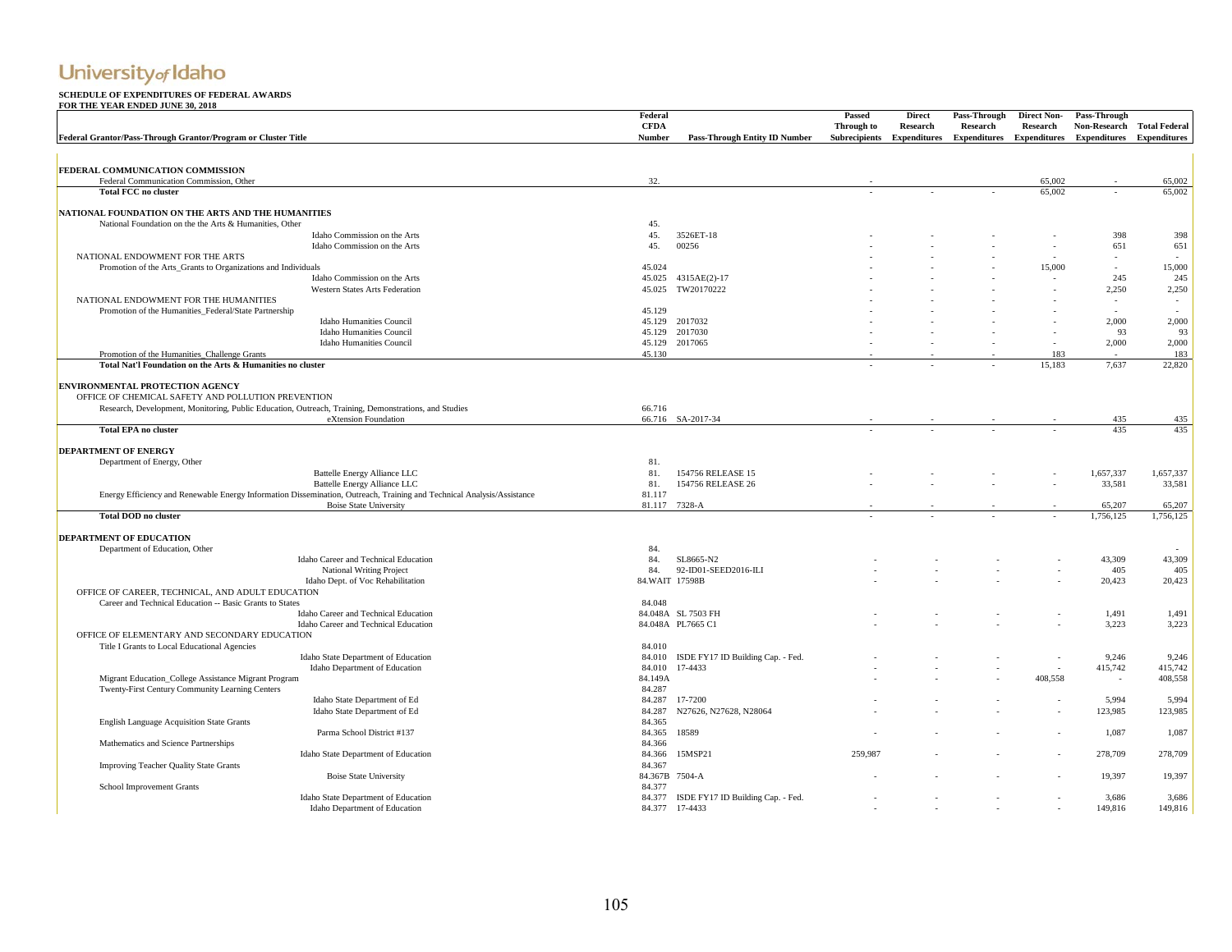University of Idaho

**SCHEDULE OF EXPENDITURES OF FEDERAL AWARDS**
**FOR THE YEAR ENDED JUNE 30, 2018**

| Federal Grantor/Pass-Through Grantor/Program or Cluster Title | Federal CFDA Number | Pass-Through Entity ID Number | Passed Through to Subrecipients | Direct Research Expenditures | Pass-Through Research Expenditures | Direct Non-Research Expenditures | Pass-Through Non-Research Expenditures | Total Federal Expenditures |
|---|---|---|---|---|---|---|---|---|
| **FEDERAL COMMUNICATION COMMISSION** | | | | | | | | |
| Federal Communication Commission, Other | 32. | | - | | | 65,002 | - | 65,002 |
| **Total FCC no cluster** | | | - | - | - | 65,002 | - | 65,002 |
| **NATIONAL FOUNDATION ON THE ARTS AND THE HUMANITIES** | | | | | | | | |
| National Foundation on the the Arts & Humanities, Other | 45. | | | | | | | |
| Idaho Commission on the Arts | 45. | 3526ET-18 | - | - | - | - | 398 | 398 |
| Idaho Commission on the Arts | 45. | 00256 | - | - | - | - | 651 | 651 |
| NATIONAL ENDOWMENT FOR THE ARTS | | | - | - | - | - | - | - |
| Promotion of the Arts_Grants to Organizations and Individuals | 45.024 | | - | - | - | 15,000 | - | 15,000 |
| Idaho Commission on the Arts | 45.025 | 4315AE(2)-17 | - | - | - | - | 245 | 245 |
| Western States Arts Federation | 45.025 | TW20170222 | - | - | - | - | 2,250 | 2,250 |
| NATIONAL ENDOWMENT FOR THE HUMANITIES | | | - | - | - | - | - | - |
| Promotion of the Humanities_Federal/State Partnership | 45.129 | | - | - | - | - | - | - |
| Idaho Humanities Council | 45.129 | 2017032 | - | - | - | - | 2,000 | 2,000 |
| Idaho Humanities Council | 45.129 | 2017030 | - | - | - | - | 93 | 93 |
| Idaho Humanities Council | 45.129 | 2017065 | - | - | - | - | 2,000 | 2,000 |
| Promotion of the Humanities_Challenge Grants | 45.130 | | - | - | - | 183 | - | 183 |
| **Total Nat'l Foundation on the Arts & Humanities no cluster** | | | - | - | - | 15,183 | 7,637 | 22,820 |
| **ENVIRONMENTAL PROTECTION AGENCY** | | | | | | | | |
| OFFICE OF CHEMICAL SAFETY AND POLLUTION PREVENTION | | | | | | | | |
| Research, Development, Monitoring, Public Education, Outreach, Training, Demonstrations, and Studies | 66.716 | | | | | | | |
| eXtension Foundation | 66.716 | SA-2017-34 | - | - | - | - | 435 | 435 |
| **Total EPA no cluster** | | | - | - | - | - | 435 | 435 |
| **DEPARTMENT OF ENERGY** | | | | | | | | |
| Department of Energy, Other | 81. | | | | | | | |
| Battelle Energy Alliance LLC | 81. | 154756 RELEASE 15 | - | - | - | - | 1,657,337 | 1,657,337 |
| Battelle Energy Alliance LLC | 81. | 154756 RELEASE 26 | - | - | - | - | 33,581 | 33,581 |
| Energy Efficiency and Renewable Energy Information Dissemination, Outreach, Training and Technical Analysis/Assistance | 81.117 | | | | | | | |
| Boise State University | 81.117 | 7328-A | - | - | - | - | 65,207 | 65,207 |
| **Total DOD no cluster** | | | - | - | - | - | 1,756,125 | 1,756,125 |
| **DEPARTMENT OF EDUCATION** | | | | | | | | |
| Department of Education, Other | 84. | | | | | | | - |
| Idaho Career and Technical Education | 84. | SL8665-N2 | - | - | - | - | 43,309 | 43,309 |
| National Writing Project | 84. | 92-ID01-SEED2016-ILI | - | - | - | - | 405 | 405 |
| Idaho Dept. of Voc Rehabilitation | 84.WAIT | 17598B | - | - | - | - | 20,423 | 20,423 |
| OFFICE OF CAREER, TECHNICAL, AND ADULT EDUCATION | | | | | | | | |
| Career and Technical Education -- Basic Grants to States | 84.048 | | | | | | | |
| Idaho Career and Technical Education | 84.048A | SL 7503 FH | - | - | - | - | 1,491 | 1,491 |
| Idaho Career and Technical Education | 84.048A | PL7665 C1 | - | - | - | - | 3,223 | 3,223 |
| OFFICE OF ELEMENTARY AND SECONDARY EDUCATION | | | | | | | | |
| Title I Grants to Local Educational Agencies | 84.010 | | | | | | | |
| Idaho State Department of Education | 84.010 | ISDE FY17 ID Building Cap. - Fed. | - | - | - | - | 9,246 | 9,246 |
| Idaho Department of Education | 84.010 | 17-4433 | - | - | - | - | 415,742 | 415,742 |
| Migrant Education_College Assistance Migrant Program | 84.149A | | - | - | - | 408,558 | - | 408,558 |
| Twenty-First Century Community Learning Centers | 84.287 | | | | | | | |
| Idaho State Department of Ed | 84.287 | 17-7200 | - | - | - | - | 5,994 | 5,994 |
| Idaho State Department of Ed | 84.287 | N27626, N27628, N28064 | - | - | - | - | 123,985 | 123,985 |
| English Language Acquisition State Grants | 84.365 | | | | | | | |
| Parma School District #137 | 84.365 | 18589 | - | - | - | - | 1,087 | 1,087 |
| Mathematics and Science Partnerships | 84.366 | | | | | | | |
| Idaho State Department of Education | 84.366 | 15MSP21 | 259,987 | - | - | - | 278,709 | 278,709 |
| Improving Teacher Quality State Grants | 84.367 | | | | | | | |
| Boise State University | 84.367B | 7504-A | - | - | - | - | 19,397 | 19,397 |
| School Improvement Grants | 84.377 | | | | | | | |
| Idaho State Department of Education | 84.377 | ISDE FY17 ID Building Cap. - Fed. | - | - | - | - | 3,686 | 3,686 |
| Idaho Department of Education | 84.377 | 17-4433 | - | - | - | - | 149,816 | 149,816 |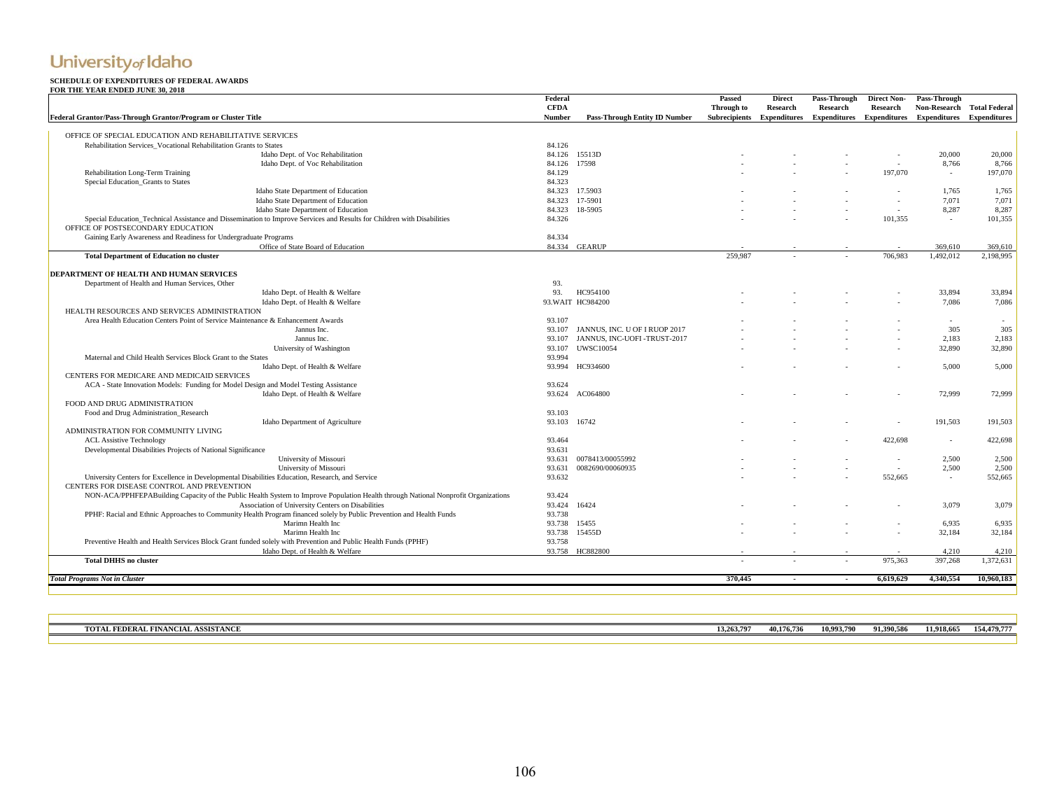University of Idaho

**SCHEDULE OF EXPENDITURES OF FEDERAL AWARDS**
**FOR THE YEAR ENDED JUNE 30, 2018**

| Federal Grantor/Pass-Through Grantor/Program or Cluster Title | Federal CFDA Number | Pass-Through Entity ID Number | Passed Through to Subrecipients | Direct Research Expenditures | Pass-Through Research Expenditures | Direct Non-Research Expenditures | Pass-Through Non-Research Expenditures | Total Federal Expenditures |
|---|---|---|---|---|---|---|---|---|
| OFFICE OF SPECIAL EDUCATION AND REHABILITATIVE SERVICES | | | | | | | | |
| Rehabilitation Services_Vocational Rehabilitation Grants to States | 84.126 | | | | | | | |
| Idaho Dept. of Voc Rehabilitation | 84.126 | 15513D | - | - | - | - | 20,000 | 20,000 |
| Idaho Dept. of Voc Rehabilitation | 84.126 | 17598 | - | - | - | - | 8,766 | 8,766 |
| Rehabilitation Long-Term Training | 84.129 | | - | - | - | 197,070 | - | 197,070 |
| Special Education_Grants to States | 84.323 | | | | | | | |
| Idaho State Department of Education | 84.323 | 17.5903 | - | - | - | - | 1,765 | 1,765 |
| Idaho State Department of Education | 84.323 | 17-5901 | - | - | - | - | 7,071 | 7,071 |
| Idaho State Department of Education | 84.323 | 18-5905 | - | - | - | - | 8,287 | 8,287 |
| Special Education_Technical Assistance and Dissemination to Improve Services and Results for Children with Disabilities | 84.326 | | - | - | - | 101,355 | - | 101,355 |
| OFFICE OF POSTSECONDARY EDUCATION | | | | | | | | |
| Gaining Early Awareness and Readiness for Undergraduate Programs | 84.334 | | | | | | | |
| Office of State Board of Education | 84.334 | GEARUP | - | - | - | - | 369,610 | 369,610 |
| **Total Department of Education no cluster** | | | 259,987 | - | - | 706,983 | 1,492,012 | 2,198,995 |
| **DEPARTMENT OF HEALTH AND HUMAN SERVICES** | | | | | | | | |
| Department of Health and Human Services, Other | 93. | | | | | | | |
| Idaho Dept. of Health & Welfare | 93. | HC954100 | - | - | - | - | 33,894 | 33,894 |
| Idaho Dept. of Health & Welfare | 93.WAIT | HC984200 | - | - | - | - | 7,086 | 7,086 |
| HEALTH RESOURCES AND SERVICES ADMINISTRATION | | | | | | | | |
| Area Health Education Centers Point of Service Maintenance & Enhancement Awards | 93.107 | | - | - | - | - | - | - |
| Jannus Inc. | 93.107 | JANNUS, INC. U OF I RUOP 2017 | - | - | - | - | 305 | 305 |
| Jannus Inc. | 93.107 | JANNUS, INC-UOFI -TRUST-2017 | - | - | - | - | 2,183 | 2,183 |
| University of Washington | 93.107 | UWSC10054 | - | - | - | - | 32,890 | 32,890 |
| Maternal and Child Health Services Block Grant to the States | 93.994 | | | | | | | |
| Idaho Dept. of Health & Welfare | 93.994 | HC934600 | - | - | - | - | 5,000 | 5,000 |
| CENTERS FOR MEDICARE AND MEDICAID SERVICES | | | | | | | | |
| ACA - State Innovation Models: Funding for Model Design and Model Testing Assistance | 93.624 | | | | | | | |
| Idaho Dept. of Health & Welfare | 93.624 | AC064800 | - | - | - | - | 72,999 | 72,999 |
| FOOD AND DRUG ADMINISTRATION | | | | | | | | |
| Food and Drug Administration_Research | 93.103 | | | | | | | |
| Idaho Department of Agriculture | 93.103 | 16742 | - | - | - | - | 191,503 | 191,503 |
| ADMINISTRATION FOR COMMUNITY LIVING | | | | | | | | |
| ACL Assistive Technology | 93.464 | | - | - | - | 422,698 | - | 422,698 |
| Developmental Disabilities Projects of National Significance | 93.631 | | | | | | | |
| University of Missouri | 93.631 | 0078413/00055992 | - | - | - | - | 2,500 | 2,500 |
| University of Missouri | 93.631 | 0082690/00060935 | - | - | - | - | 2,500 | 2,500 |
| University Centers for Excellence in Developmental Disabilities Education, Research, and Service | 93.632 | | - | - | - | 552,665 | - | 552,665 |
| CENTERS FOR DISEASE CONTROL AND PREVENTION | | | | | | | | |
| NON-ACA/PPHFEPABuilding Capacity of the Public Health System to Improve Population Health through National Nonprofit Organizations | 93.424 | | | | | | | |
| Association of University Centers on Disabilities | 93.424 | 16424 | - | - | - | - | 3,079 | 3,079 |
| PPHF: Racial and Ethnic Approaches to Community Health Program financed solely by Public Prevention and Health Funds | 93.738 | | | | | | | |
| Marimn Health Inc | 93.738 | 15455 | - | - | - | - | 6,935 | 6,935 |
| Marimn Health Inc | 93.738 | 15455D | - | - | - | - | 32,184 | 32,184 |
| Preventive Health and Health Services Block Grant funded solely with Prevention and Public Health Funds (PPHF) | 93.758 | | | | | | | |
| Idaho Dept. of Health & Welfare | 93.758 | HC882800 | - | - | - | - | 4,210 | 4,210 |
| **Total DHHS no cluster** | | | - | - | - | 975,363 | 397,268 | 1,372,631 |
| ***Total Programs Not in Cluster*** | | | **370,445** | **-** | **-** | **6,619,629** | **4,340,554** | **10,960,183** |
| **TOTAL FEDERAL FINANCIAL ASSISTANCE** | | | **13,263,797** | **40,176,736** | **10,993,790** | **91,390,586** | **11,918,665** | **154,479,777** |